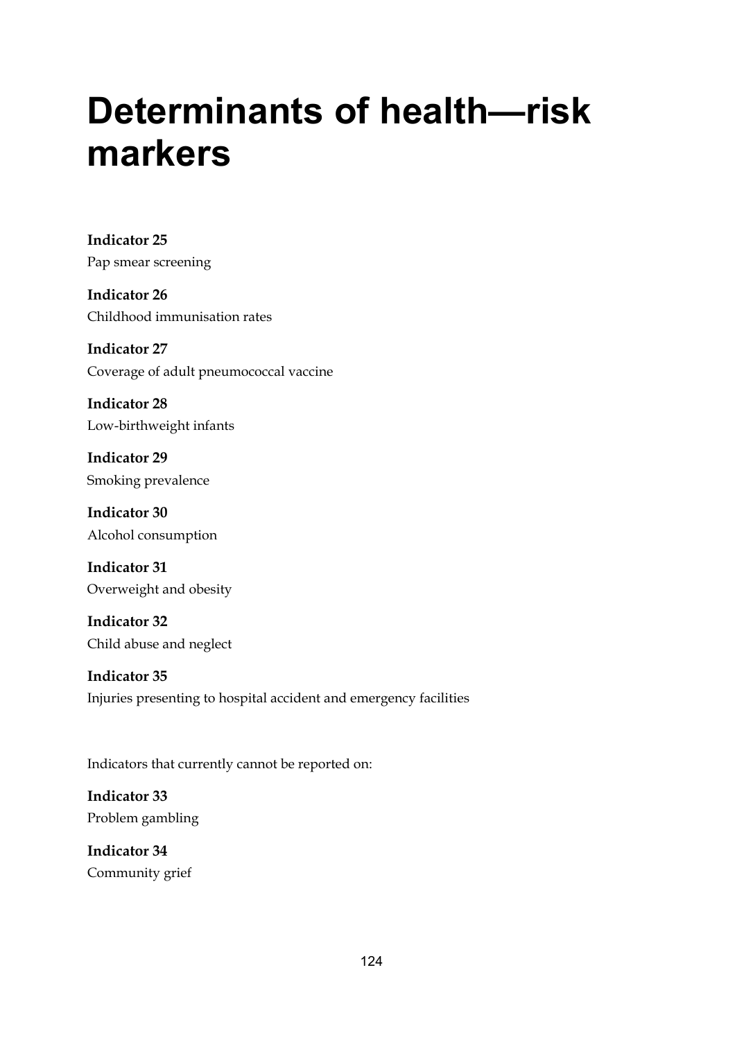# Determinants of health—risk markers

**Indicator 25**
Pap smear screening

**Indicator 26**
Childhood immunisation rates

**Indicator 27**
Coverage of adult pneumococcal vaccine

**Indicator 28**
Low-birthweight infants

**Indicator 29**
Smoking prevalence

**Indicator 30**
Alcohol consumption

**Indicator 31**
Overweight and obesity

**Indicator 32**
Child abuse and neglect

**Indicator 35**
Injuries presenting to hospital accident and emergency facilities

Indicators that currently cannot be reported on:

**Indicator 33**
Problem gambling

**Indicator 34**
Community grief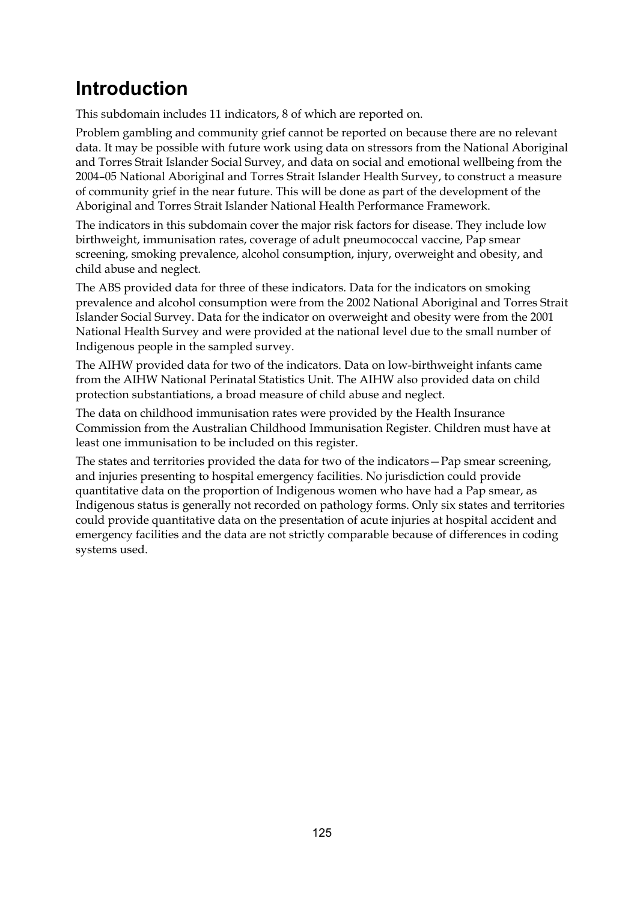# Introduction

This subdomain includes 11 indicators, 8 of which are reported on.

Problem gambling and community grief cannot be reported on because there are no relevant data. It may be possible with future work using data on stressors from the National Aboriginal and Torres Strait Islander Social Survey, and data on social and emotional wellbeing from the 2004–05 National Aboriginal and Torres Strait Islander Health Survey, to construct a measure of community grief in the near future. This will be done as part of the development of the Aboriginal and Torres Strait Islander National Health Performance Framework.

The indicators in this subdomain cover the major risk factors for disease. They include low birthweight, immunisation rates, coverage of adult pneumococcal vaccine, Pap smear screening, smoking prevalence, alcohol consumption, injury, overweight and obesity, and child abuse and neglect.

The ABS provided data for three of these indicators. Data for the indicators on smoking prevalence and alcohol consumption were from the 2002 National Aboriginal and Torres Strait Islander Social Survey. Data for the indicator on overweight and obesity were from the 2001 National Health Survey and were provided at the national level due to the small number of Indigenous people in the sampled survey.

The AIHW provided data for two of the indicators. Data on low-birthweight infants came from the AIHW National Perinatal Statistics Unit. The AIHW also provided data on child protection substantiations, a broad measure of child abuse and neglect.

The data on childhood immunisation rates were provided by the Health Insurance Commission from the Australian Childhood Immunisation Register. Children must have at least one immunisation to be included on this register.

The states and territories provided the data for two of the indicators—Pap smear screening, and injuries presenting to hospital emergency facilities. No jurisdiction could provide quantitative data on the proportion of Indigenous women who have had a Pap smear, as Indigenous status is generally not recorded on pathology forms. Only six states and territories could provide quantitative data on the presentation of acute injuries at hospital accident and emergency facilities and the data are not strictly comparable because of differences in coding systems used.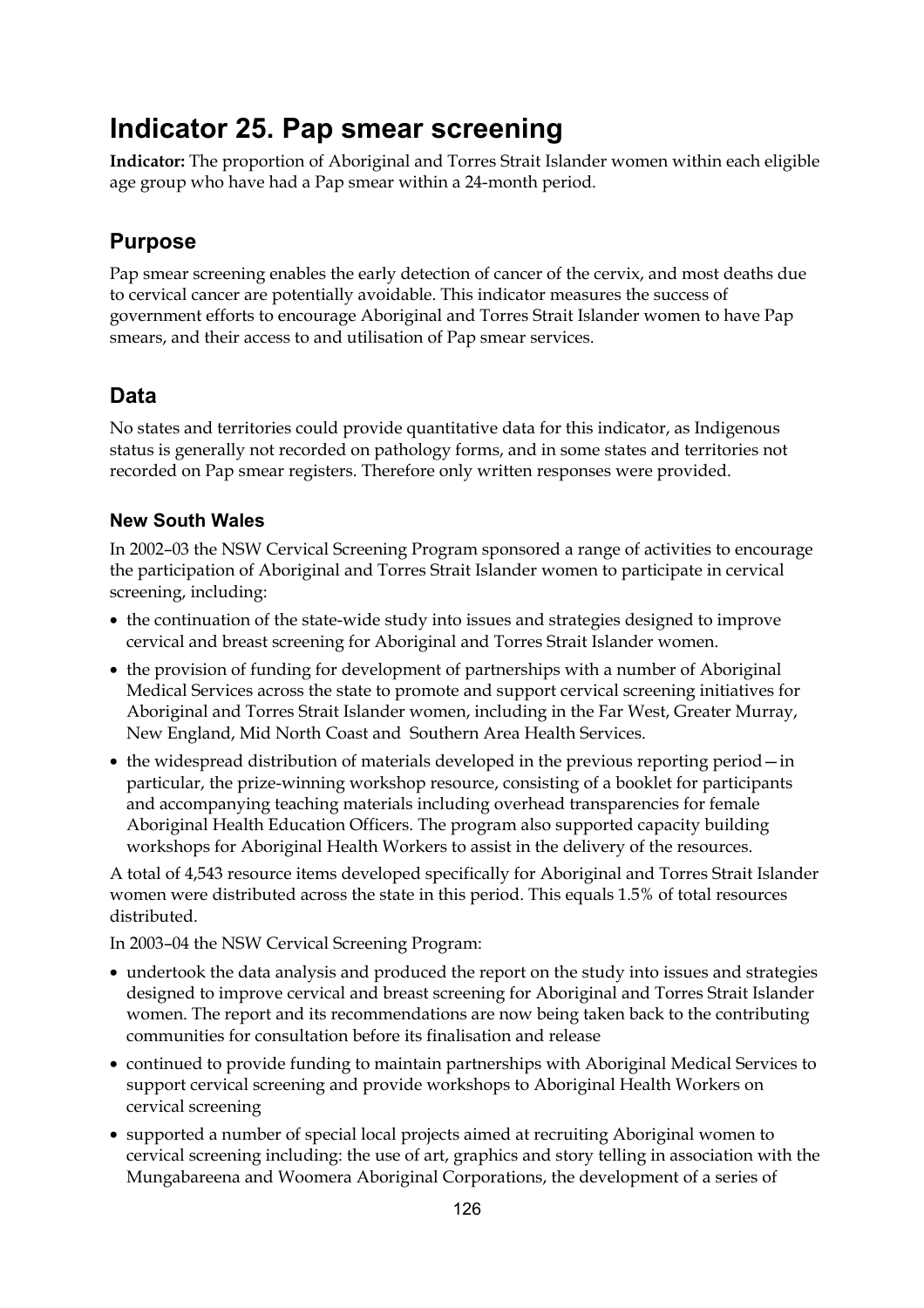# Indicator 25. Pap smear screening

**Indicator:** The proportion of Aboriginal and Torres Strait Islander women within each eligible age group who have had a Pap smear within a 24-month period.

## Purpose

Pap smear screening enables the early detection of cancer of the cervix, and most deaths due to cervical cancer are potentially avoidable. This indicator measures the success of government efforts to encourage Aboriginal and Torres Strait Islander women to have Pap smears, and their access to and utilisation of Pap smear services.

## Data

No states and territories could provide quantitative data for this indicator, as Indigenous status is generally not recorded on pathology forms, and in some states and territories not recorded on Pap smear registers. Therefore only written responses were provided.

### New South Wales

In 2002–03 the NSW Cervical Screening Program sponsored a range of activities to encourage the participation of Aboriginal and Torres Strait Islander women to participate in cervical screening, including:

- the continuation of the state-wide study into issues and strategies designed to improve cervical and breast screening for Aboriginal and Torres Strait Islander women.
- the provision of funding for development of partnerships with a number of Aboriginal Medical Services across the state to promote and support cervical screening initiatives for Aboriginal and Torres Strait Islander women, including in the Far West, Greater Murray, New England, Mid North Coast and Southern Area Health Services.
- the widespread distribution of materials developed in the previous reporting period—in particular, the prize-winning workshop resource, consisting of a booklet for participants and accompanying teaching materials including overhead transparencies for female Aboriginal Health Education Officers. The program also supported capacity building workshops for Aboriginal Health Workers to assist in the delivery of the resources.

A total of 4,543 resource items developed specifically for Aboriginal and Torres Strait Islander women were distributed across the state in this period. This equals 1.5% of total resources distributed.

In 2003–04 the NSW Cervical Screening Program:

- undertook the data analysis and produced the report on the study into issues and strategies designed to improve cervical and breast screening for Aboriginal and Torres Strait Islander women. The report and its recommendations are now being taken back to the contributing communities for consultation before its finalisation and release
- continued to provide funding to maintain partnerships with Aboriginal Medical Services to support cervical screening and provide workshops to Aboriginal Health Workers on cervical screening
- supported a number of special local projects aimed at recruiting Aboriginal women to cervical screening including: the use of art, graphics and story telling in association with the Mungabareena and Woomera Aboriginal Corporations, the development of a series of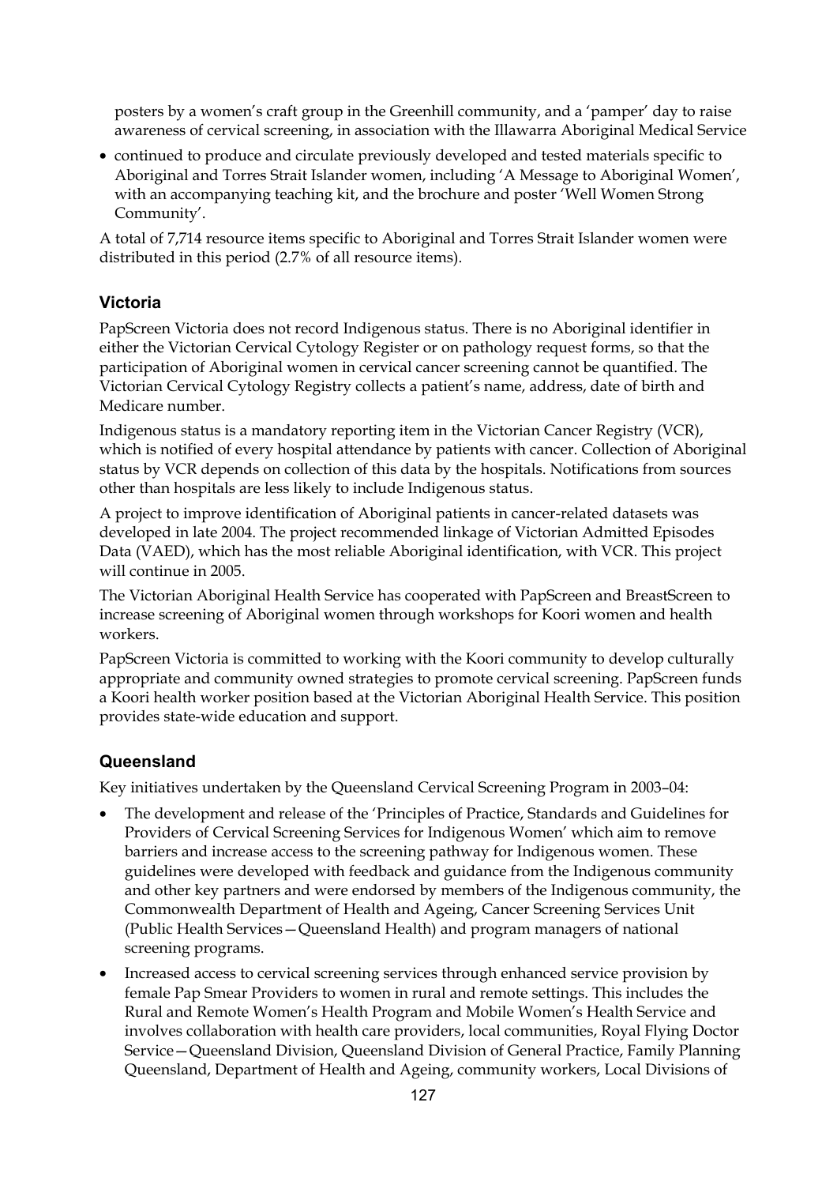posters by a women's craft group in the Greenhill community, and a 'pamper' day to raise awareness of cervical screening, in association with the Illawarra Aboriginal Medical Service

- continued to produce and circulate previously developed and tested materials specific to Aboriginal and Torres Strait Islander women, including 'A Message to Aboriginal Women', with an accompanying teaching kit, and the brochure and poster 'Well Women Strong Community'.

A total of 7,714 resource items specific to Aboriginal and Torres Strait Islander women were distributed in this period (2.7% of all resource items).

### Victoria

PapScreen Victoria does not record Indigenous status. There is no Aboriginal identifier in either the Victorian Cervical Cytology Register or on pathology request forms, so that the participation of Aboriginal women in cervical cancer screening cannot be quantified. The Victorian Cervical Cytology Registry collects a patient's name, address, date of birth and Medicare number.

Indigenous status is a mandatory reporting item in the Victorian Cancer Registry (VCR), which is notified of every hospital attendance by patients with cancer. Collection of Aboriginal status by VCR depends on collection of this data by the hospitals. Notifications from sources other than hospitals are less likely to include Indigenous status.

A project to improve identification of Aboriginal patients in cancer-related datasets was developed in late 2004. The project recommended linkage of Victorian Admitted Episodes Data (VAED), which has the most reliable Aboriginal identification, with VCR. This project will continue in 2005.

The Victorian Aboriginal Health Service has cooperated with PapScreen and BreastScreen to increase screening of Aboriginal women through workshops for Koori women and health workers.

PapScreen Victoria is committed to working with the Koori community to develop culturally appropriate and community owned strategies to promote cervical screening. PapScreen funds a Koori health worker position based at the Victorian Aboriginal Health Service. This position provides state-wide education and support.

### Queensland

Key initiatives undertaken by the Queensland Cervical Screening Program in 2003–04:

- The development and release of the 'Principles of Practice, Standards and Guidelines for Providers of Cervical Screening Services for Indigenous Women' which aim to remove barriers and increase access to the screening pathway for Indigenous women. These guidelines were developed with feedback and guidance from the Indigenous community and other key partners and were endorsed by members of the Indigenous community, the Commonwealth Department of Health and Ageing, Cancer Screening Services Unit (Public Health Services—Queensland Health) and program managers of national screening programs.
- Increased access to cervical screening services through enhanced service provision by female Pap Smear Providers to women in rural and remote settings. This includes the Rural and Remote Women's Health Program and Mobile Women's Health Service and involves collaboration with health care providers, local communities, Royal Flying Doctor Service—Queensland Division, Queensland Division of General Practice, Family Planning Queensland, Department of Health and Ageing, community workers, Local Divisions of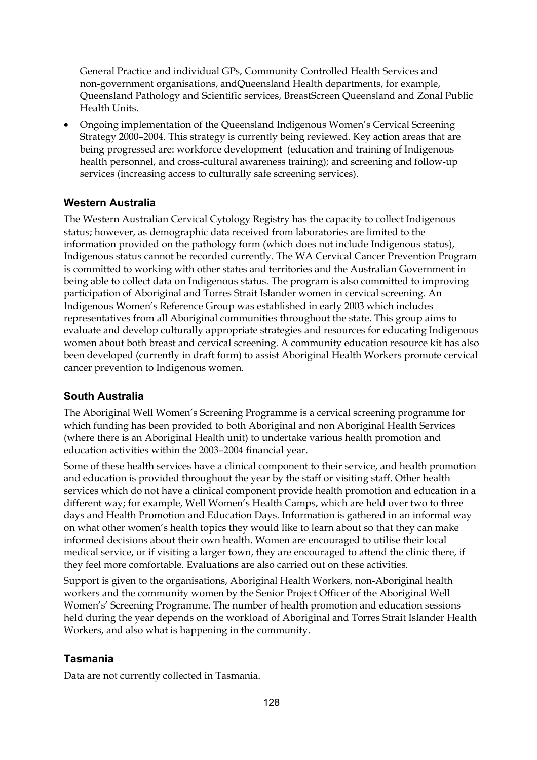General Practice and individual GPs, Community Controlled Health Services and non-government organisations, andQueensland Health departments, for example, Queensland Pathology and Scientific services, BreastScreen Queensland and Zonal Public Health Units.

- Ongoing implementation of the Queensland Indigenous Women's Cervical Screening Strategy 2000–2004. This strategy is currently being reviewed. Key action areas that are being progressed are: workforce development (education and training of Indigenous health personnel, and cross-cultural awareness training); and screening and follow-up services (increasing access to culturally safe screening services).

### Western Australia

The Western Australian Cervical Cytology Registry has the capacity to collect Indigenous status; however, as demographic data received from laboratories are limited to the information provided on the pathology form (which does not include Indigenous status), Indigenous status cannot be recorded currently. The WA Cervical Cancer Prevention Program is committed to working with other states and territories and the Australian Government in being able to collect data on Indigenous status. The program is also committed to improving participation of Aboriginal and Torres Strait Islander women in cervical screening. An Indigenous Women's Reference Group was established in early 2003 which includes representatives from all Aboriginal communities throughout the state. This group aims to evaluate and develop culturally appropriate strategies and resources for educating Indigenous women about both breast and cervical screening. A community education resource kit has also been developed (currently in draft form) to assist Aboriginal Health Workers promote cervical cancer prevention to Indigenous women.

### South Australia

The Aboriginal Well Women's Screening Programme is a cervical screening programme for which funding has been provided to both Aboriginal and non Aboriginal Health Services (where there is an Aboriginal Health unit) to undertake various health promotion and education activities within the 2003–2004 financial year.

Some of these health services have a clinical component to their service, and health promotion and education is provided throughout the year by the staff or visiting staff. Other health services which do not have a clinical component provide health promotion and education in a different way; for example, Well Women's Health Camps, which are held over two to three days and Health Promotion and Education Days. Information is gathered in an informal way on what other women's health topics they would like to learn about so that they can make informed decisions about their own health. Women are encouraged to utilise their local medical service, or if visiting a larger town, they are encouraged to attend the clinic there, if they feel more comfortable. Evaluations are also carried out on these activities.

Support is given to the organisations, Aboriginal Health Workers, non-Aboriginal health workers and the community women by the Senior Project Officer of the Aboriginal Well Women's' Screening Programme. The number of health promotion and education sessions held during the year depends on the workload of Aboriginal and Torres Strait Islander Health Workers, and also what is happening in the community.

### Tasmania

Data are not currently collected in Tasmania.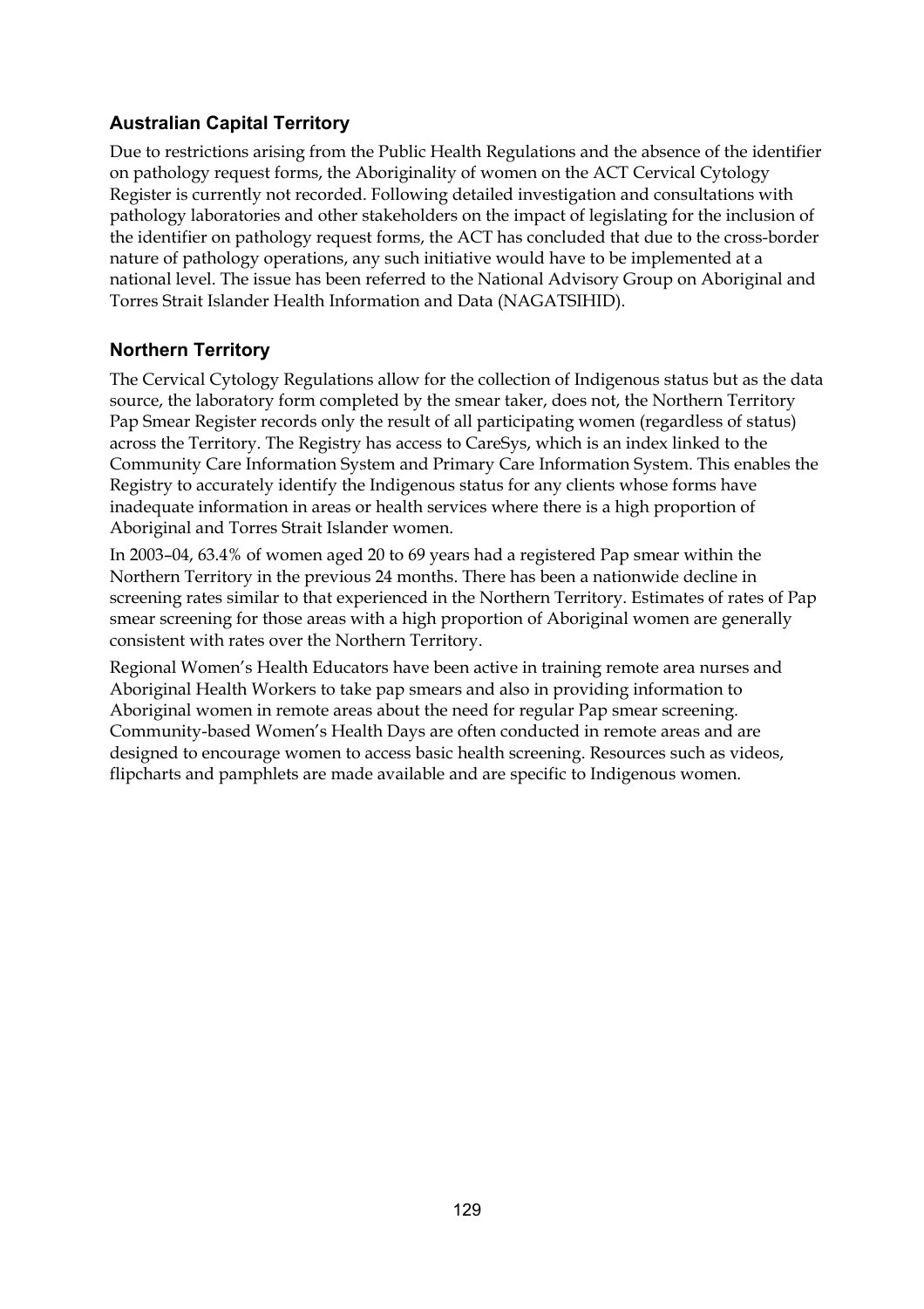### Australian Capital Territory

Due to restrictions arising from the Public Health Regulations and the absence of the identifier on pathology request forms, the Aboriginality of women on the ACT Cervical Cytology Register is currently not recorded. Following detailed investigation and consultations with pathology laboratories and other stakeholders on the impact of legislating for the inclusion of the identifier on pathology request forms, the ACT has concluded that due to the cross-border nature of pathology operations, any such initiative would have to be implemented at a national level. The issue has been referred to the National Advisory Group on Aboriginal and Torres Strait Islander Health Information and Data (NAGATSIHID).

### Northern Territory

The Cervical Cytology Regulations allow for the collection of Indigenous status but as the data source, the laboratory form completed by the smear taker, does not, the Northern Territory Pap Smear Register records only the result of all participating women (regardless of status) across the Territory. The Registry has access to CareSys, which is an index linked to the Community Care Information System and Primary Care Information System. This enables the Registry to accurately identify the Indigenous status for any clients whose forms have inadequate information in areas or health services where there is a high proportion of Aboriginal and Torres Strait Islander women.

In 2003–04, 63.4% of women aged 20 to 69 years had a registered Pap smear within the Northern Territory in the previous 24 months. There has been a nationwide decline in screening rates similar to that experienced in the Northern Territory. Estimates of rates of Pap smear screening for those areas with a high proportion of Aboriginal women are generally consistent with rates over the Northern Territory.

Regional Women's Health Educators have been active in training remote area nurses and Aboriginal Health Workers to take pap smears and also in providing information to Aboriginal women in remote areas about the need for regular Pap smear screening. Community-based Women's Health Days are often conducted in remote areas and are designed to encourage women to access basic health screening. Resources such as videos, flipcharts and pamphlets are made available and are specific to Indigenous women.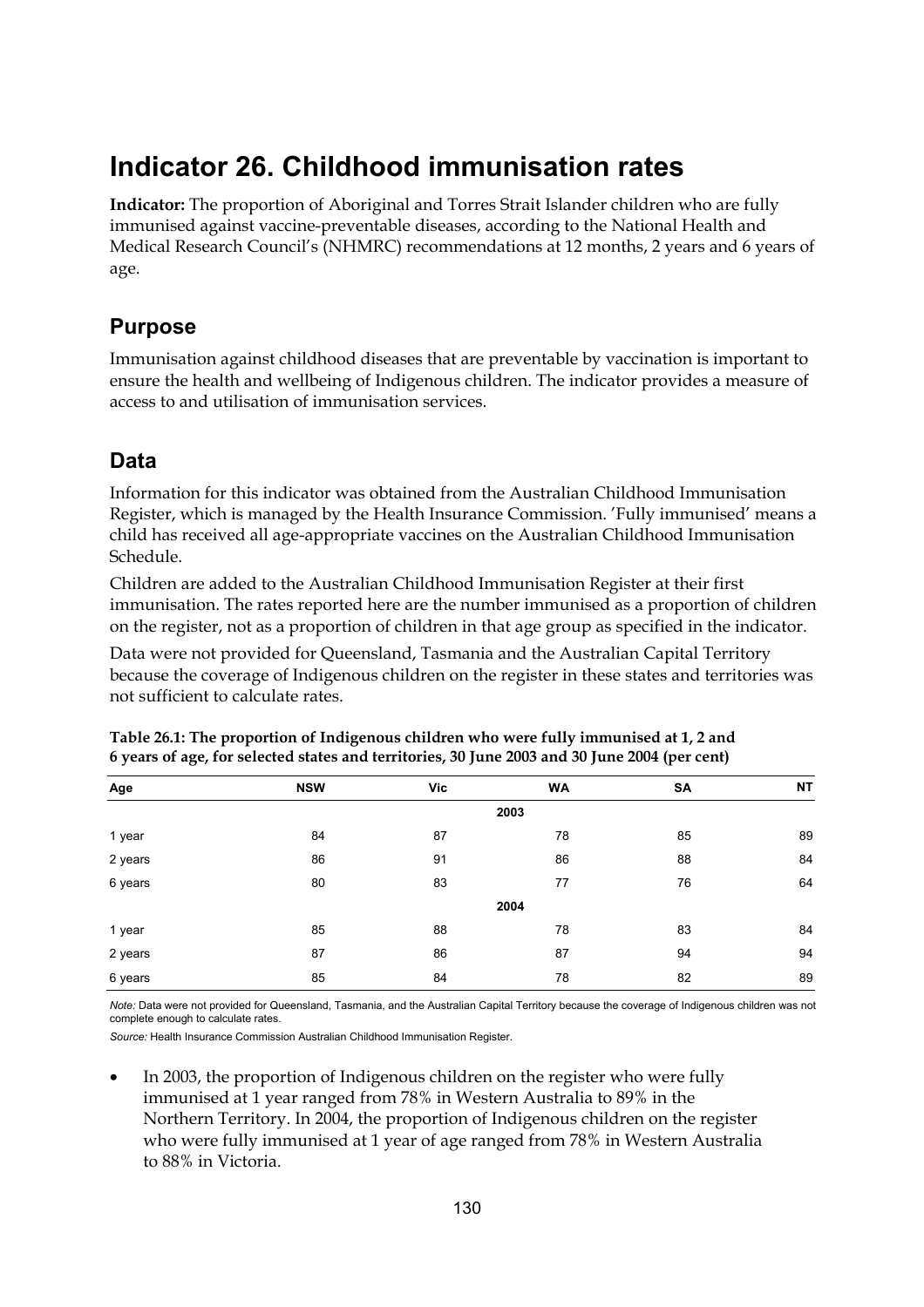# Indicator 26. Childhood immunisation rates

**Indicator:** The proportion of Aboriginal and Torres Strait Islander children who are fully immunised against vaccine-preventable diseases, according to the National Health and Medical Research Council's (NHMRC) recommendations at 12 months, 2 years and 6 years of age.

## Purpose

Immunisation against childhood diseases that are preventable by vaccination is important to ensure the health and wellbeing of Indigenous children. The indicator provides a measure of access to and utilisation of immunisation services.

## Data

Information for this indicator was obtained from the Australian Childhood Immunisation Register, which is managed by the Health Insurance Commission. 'Fully immunised' means a child has received all age-appropriate vaccines on the Australian Childhood Immunisation Schedule.

Children are added to the Australian Childhood Immunisation Register at their first immunisation. The rates reported here are the number immunised as a proportion of children on the register, not as a proportion of children in that age group as specified in the indicator.

Data were not provided for Queensland, Tasmania and the Australian Capital Territory because the coverage of Indigenous children on the register in these states and territories was not sufficient to calculate rates.

**Table 26.1: The proportion of Indigenous children who were fully immunised at 1, 2 and 6 years of age, for selected states and territories, 30 June 2003 and 30 June 2004 (per cent)**

| Age | NSW | Vic | WA | SA | NT |
|---|---|---|---|---|---|
| | | | **2003** | | |
| 1 year | 84 | 87 | 78 | 85 | 89 |
| 2 years | 86 | 91 | 86 | 88 | 84 |
| 6 years | 80 | 83 | 77 | 76 | 64 |
| | | | **2004** | | |
| 1 year | 85 | 88 | 78 | 83 | 84 |
| 2 years | 87 | 86 | 87 | 94 | 94 |
| 6 years | 85 | 84 | 78 | 82 | 89 |

*Note:* Data were not provided for Queensland, Tasmania, and the Australian Capital Territory because the coverage of Indigenous children was not complete enough to calculate rates.

*Source:* Health Insurance Commission Australian Childhood Immunisation Register.

- In 2003, the proportion of Indigenous children on the register who were fully immunised at 1 year ranged from 78% in Western Australia to 89% in the Northern Territory. In 2004, the proportion of Indigenous children on the register who were fully immunised at 1 year of age ranged from 78% in Western Australia to 88% in Victoria.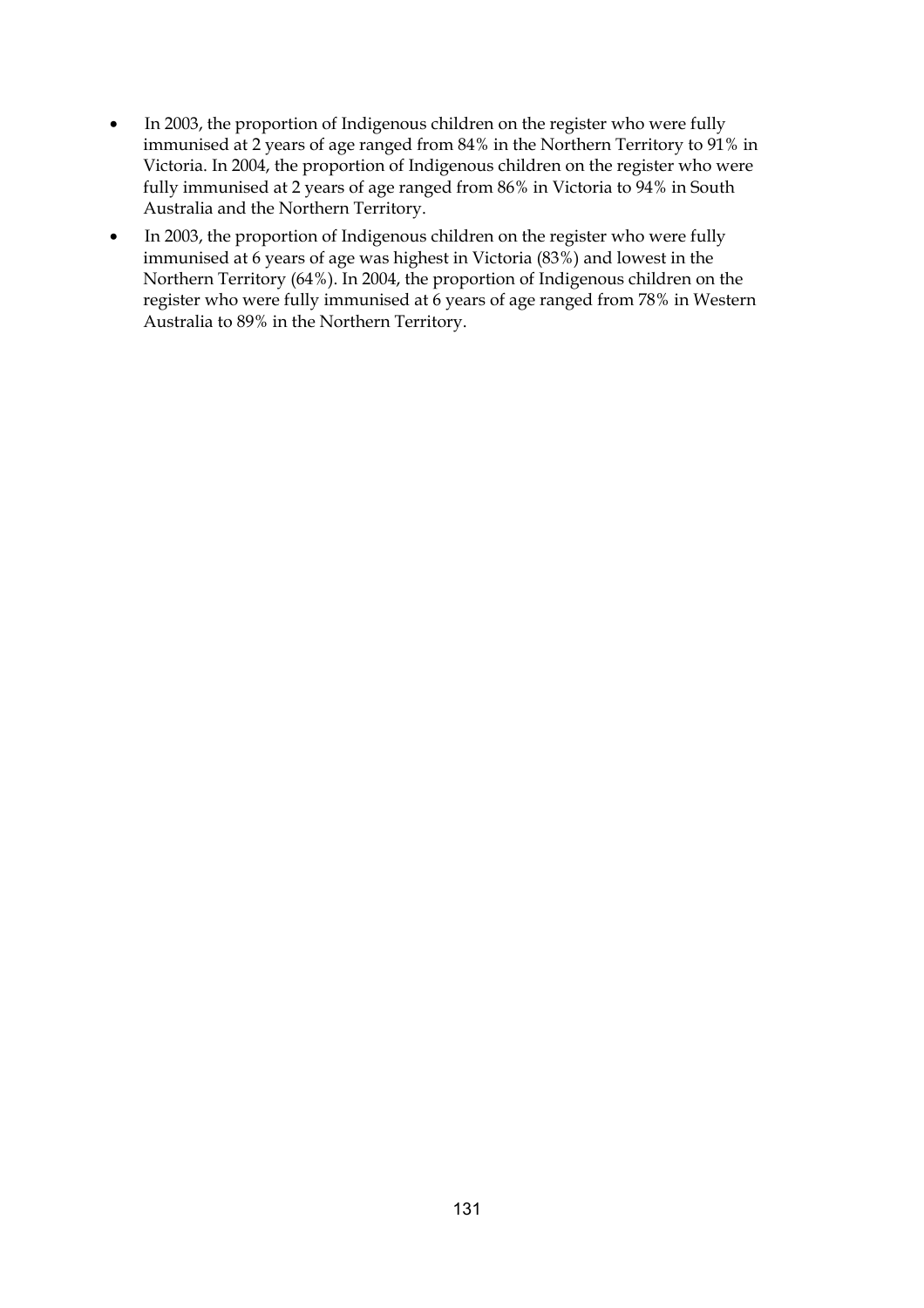- In 2003, the proportion of Indigenous children on the register who were fully immunised at 2 years of age ranged from 84% in the Northern Territory to 91% in Victoria. In 2004, the proportion of Indigenous children on the register who were fully immunised at 2 years of age ranged from 86% in Victoria to 94% in South Australia and the Northern Territory.
- In 2003, the proportion of Indigenous children on the register who were fully immunised at 6 years of age was highest in Victoria (83%) and lowest in the Northern Territory (64%). In 2004, the proportion of Indigenous children on the register who were fully immunised at 6 years of age ranged from 78% in Western Australia to 89% in the Northern Territory.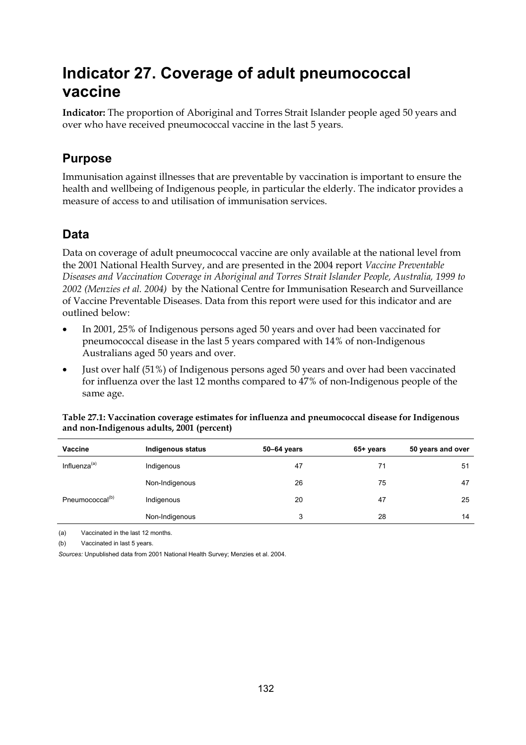# Indicator 27. Coverage of adult pneumococcal vaccine

**Indicator:** The proportion of Aboriginal and Torres Strait Islander people aged 50 years and over who have received pneumococcal vaccine in the last 5 years.

## Purpose

Immunisation against illnesses that are preventable by vaccination is important to ensure the health and wellbeing of Indigenous people, in particular the elderly. The indicator provides a measure of access to and utilisation of immunisation services.

## Data

Data on coverage of adult pneumococcal vaccine are only available at the national level from the 2001 National Health Survey, and are presented in the 2004 report *Vaccine Preventable Diseases and Vaccination Coverage in Aboriginal and Torres Strait Islander People, Australia, 1999 to 2002 (Menzies et al. 2004)* by the National Centre for Immunisation Research and Surveillance of Vaccine Preventable Diseases. Data from this report were used for this indicator and are outlined below:

- In 2001, 25% of Indigenous persons aged 50 years and over had been vaccinated for pneumococcal disease in the last 5 years compared with 14% of non-Indigenous Australians aged 50 years and over.
- Just over half (51%) of Indigenous persons aged 50 years and over had been vaccinated for influenza over the last 12 months compared to 47% of non-Indigenous people of the same age.

**Table 27.1: Vaccination coverage estimates for influenza and pneumococcal disease for Indigenous and non-Indigenous adults, 2001 (percent)**

| Vaccine | Indigenous status | 50–64 years | 65+ years | 50 years and over |
|---|---|---|---|---|
| Influenza[(a)] | Indigenous | 47 | 71 | 51 |
| | Non-Indigenous | 26 | 75 | 47 |
| Pneumococcal[(b)] | Indigenous | 20 | 47 | 25 |
| | Non-Indigenous | 3 | 28 | 14 |

(a) Vaccinated in the last 12 months.

(b) Vaccinated in last 5 years.

*Sources:* Unpublished data from 2001 National Health Survey; Menzies et al. 2004.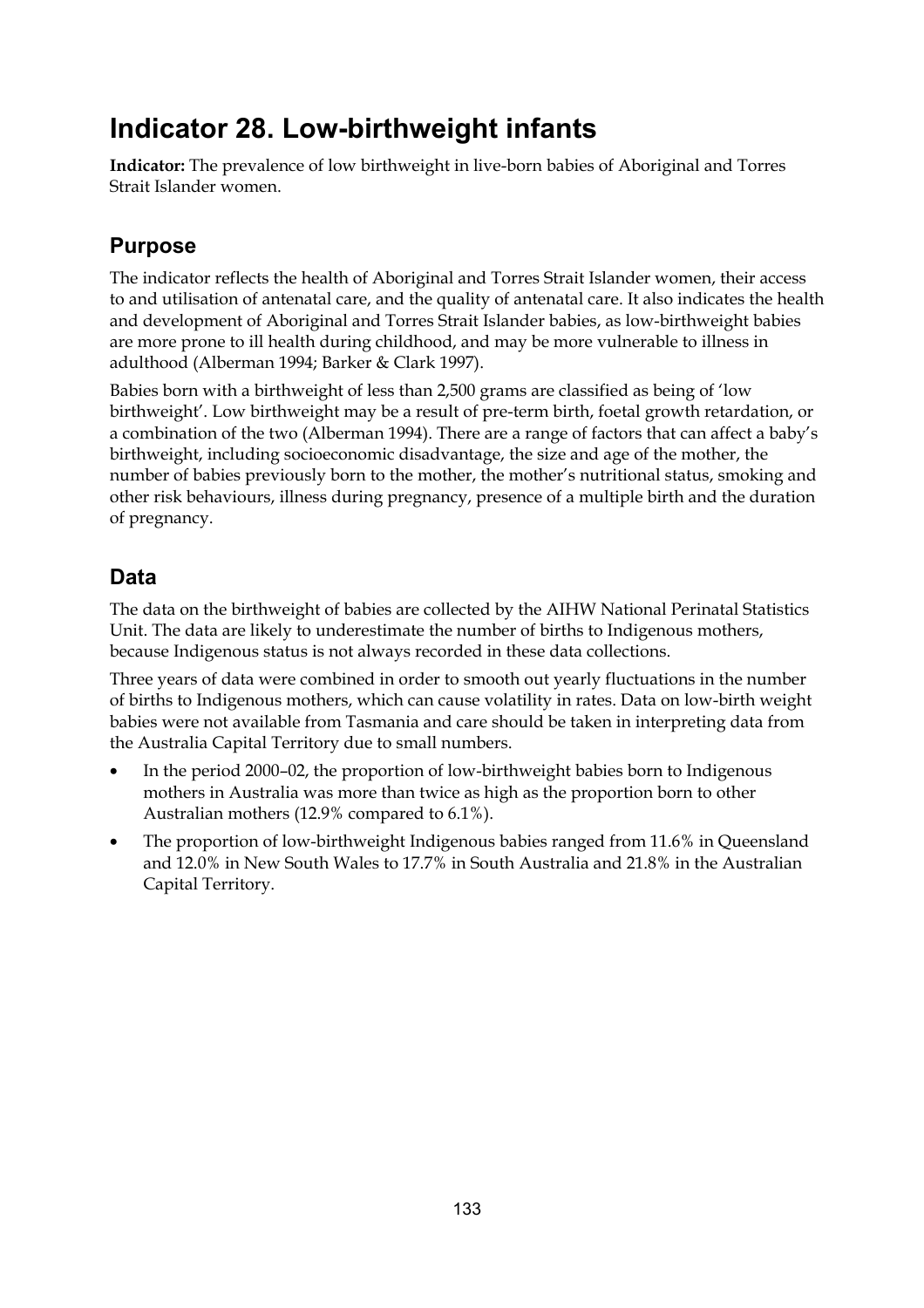# Indicator 28. Low-birthweight infants

**Indicator:** The prevalence of low birthweight in live-born babies of Aboriginal and Torres Strait Islander women.

## Purpose

The indicator reflects the health of Aboriginal and Torres Strait Islander women, their access to and utilisation of antenatal care, and the quality of antenatal care. It also indicates the health and development of Aboriginal and Torres Strait Islander babies, as low-birthweight babies are more prone to ill health during childhood, and may be more vulnerable to illness in adulthood (Alberman 1994; Barker & Clark 1997).

Babies born with a birthweight of less than 2,500 grams are classified as being of 'low birthweight'. Low birthweight may be a result of pre-term birth, foetal growth retardation, or a combination of the two (Alberman 1994). There are a range of factors that can affect a baby's birthweight, including socioeconomic disadvantage, the size and age of the mother, the number of babies previously born to the mother, the mother's nutritional status, smoking and other risk behaviours, illness during pregnancy, presence of a multiple birth and the duration of pregnancy.

## Data

The data on the birthweight of babies are collected by the AIHW National Perinatal Statistics Unit. The data are likely to underestimate the number of births to Indigenous mothers, because Indigenous status is not always recorded in these data collections.

Three years of data were combined in order to smooth out yearly fluctuations in the number of births to Indigenous mothers, which can cause volatility in rates. Data on low-birth weight babies were not available from Tasmania and care should be taken in interpreting data from the Australia Capital Territory due to small numbers.

- In the period 2000–02, the proportion of low-birthweight babies born to Indigenous mothers in Australia was more than twice as high as the proportion born to other Australian mothers (12.9% compared to 6.1%).
- The proportion of low-birthweight Indigenous babies ranged from 11.6% in Queensland and 12.0% in New South Wales to 17.7% in South Australia and 21.8% in the Australian Capital Territory.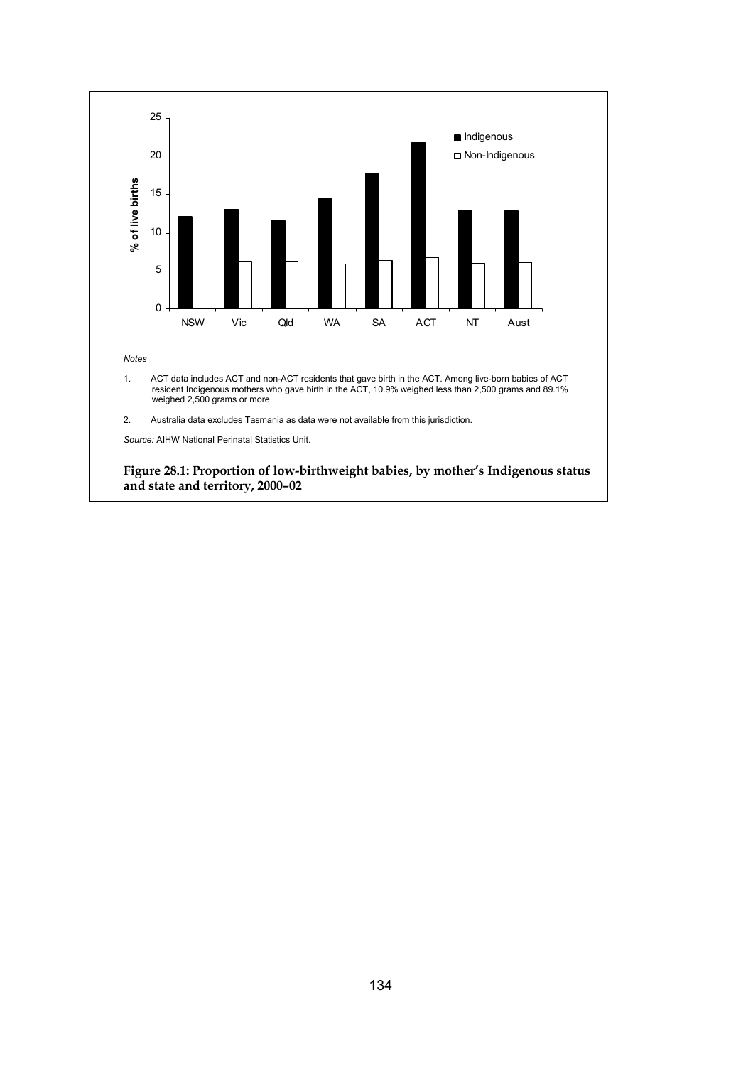*Notes*

1. ACT data includes ACT and non-ACT residents that gave birth in the ACT. Among live-born babies of ACT resident Indigenous mothers who gave birth in the ACT, 10.9% weighed less than 2,500 grams and 89.1% weighed 2,500 grams or more.

2. Australia data excludes Tasmania as data were not available from this jurisdiction.

*Source:* AIHW National Perinatal Statistics Unit.

**Figure 28.1: Proportion of low-birthweight babies, by mother's Indigenous status and state and territory, 2000–02**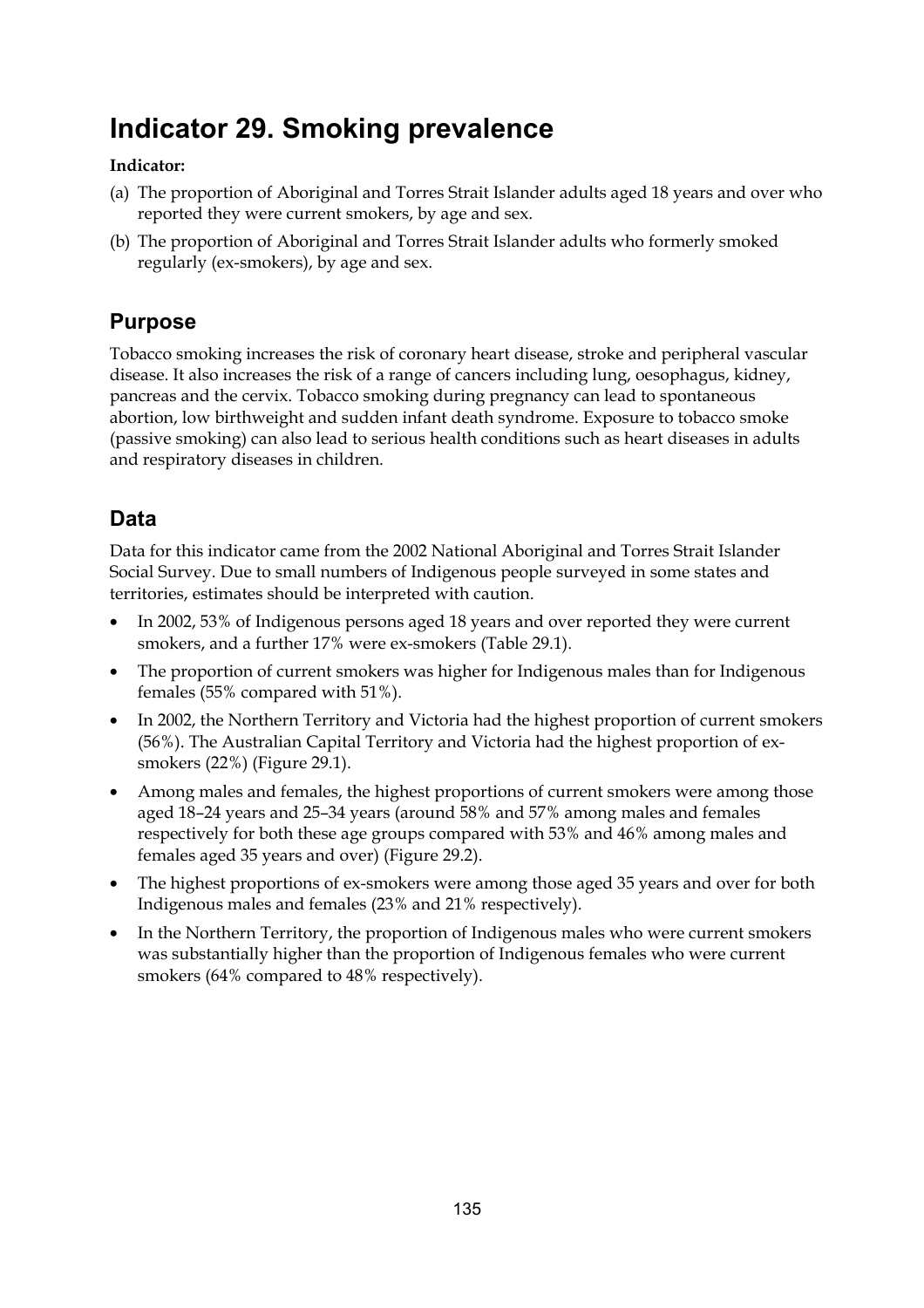# Indicator 29. Smoking prevalence

**Indicator:**

(a) The proportion of Aboriginal and Torres Strait Islander adults aged 18 years and over who reported they were current smokers, by age and sex.

(b) The proportion of Aboriginal and Torres Strait Islander adults who formerly smoked regularly (ex-smokers), by age and sex.

## Purpose

Tobacco smoking increases the risk of coronary heart disease, stroke and peripheral vascular disease. It also increases the risk of a range of cancers including lung, oesophagus, kidney, pancreas and the cervix. Tobacco smoking during pregnancy can lead to spontaneous abortion, low birthweight and sudden infant death syndrome. Exposure to tobacco smoke (passive smoking) can also lead to serious health conditions such as heart diseases in adults and respiratory diseases in children.

## Data

Data for this indicator came from the 2002 National Aboriginal and Torres Strait Islander Social Survey. Due to small numbers of Indigenous people surveyed in some states and territories, estimates should be interpreted with caution.

- In 2002, 53% of Indigenous persons aged 18 years and over reported they were current smokers, and a further 17% were ex-smokers (Table 29.1).
- The proportion of current smokers was higher for Indigenous males than for Indigenous females (55% compared with 51%).
- In 2002, the Northern Territory and Victoria had the highest proportion of current smokers (56%). The Australian Capital Territory and Victoria had the highest proportion of ex-smokers (22%) (Figure 29.1).
- Among males and females, the highest proportions of current smokers were among those aged 18–24 years and 25–34 years (around 58% and 57% among males and females respectively for both these age groups compared with 53% and 46% among males and females aged 35 years and over) (Figure 29.2).
- The highest proportions of ex-smokers were among those aged 35 years and over for both Indigenous males and females (23% and 21% respectively).
- In the Northern Territory, the proportion of Indigenous males who were current smokers was substantially higher than the proportion of Indigenous females who were current smokers (64% compared to 48% respectively).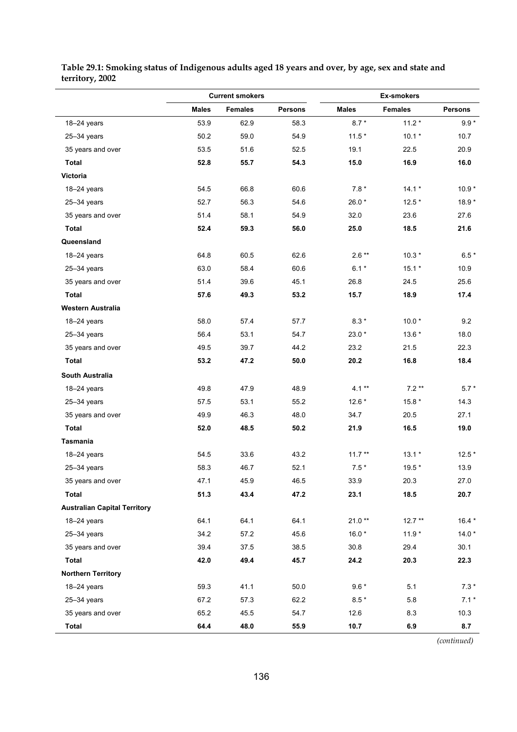**Table 29.1: Smoking status of Indigenous adults aged 18 years and over, by age, sex and state and territory, 2002**

| | Current smokers | | | Ex-smokers | | |
|---|---|---|---|---|---|---|
| | Males | Females | Persons | Males | Females | Persons |
| 18–24 years | 53.9 | 62.9 | 58.3 | 8.7 * | 11.2 * | 9.9 * |
| 25–34 years | 50.2 | 59.0 | 54.9 | 11.5 * | 10.1 * | 10.7 |
| 35 years and over | 53.5 | 51.6 | 52.5 | 19.1 | 22.5 | 20.9 |
| **Total** | **52.8** | **55.7** | **54.3** | **15.0** | **16.9** | **16.0** |
| **Victoria** | | | | | | |
| 18–24 years | 54.5 | 66.8 | 60.6 | 7.8 * | 14.1 * | 10.9 * |
| 25–34 years | 52.7 | 56.3 | 54.6 | 26.0 * | 12.5 * | 18.9 * |
| 35 years and over | 51.4 | 58.1 | 54.9 | 32.0 | 23.6 | 27.6 |
| **Total** | **52.4** | **59.3** | **56.0** | **25.0** | **18.5** | **21.6** |
| **Queensland** | | | | | | |
| 18–24 years | 64.8 | 60.5 | 62.6 | 2.6 ** | 10.3 * | 6.5 * |
| 25–34 years | 63.0 | 58.4 | 60.6 | 6.1 * | 15.1 * | 10.9 |
| 35 years and over | 51.4 | 39.6 | 45.1 | 26.8 | 24.5 | 25.6 |
| **Total** | **57.6** | **49.3** | **53.2** | **15.7** | **18.9** | **17.4** |
| **Western Australia** | | | | | | |
| 18–24 years | 58.0 | 57.4 | 57.7 | 8.3 * | 10.0 * | 9.2 |
| 25–34 years | 56.4 | 53.1 | 54.7 | 23.0 * | 13.6 * | 18.0 |
| 35 years and over | 49.5 | 39.7 | 44.2 | 23.2 | 21.5 | 22.3 |
| **Total** | **53.2** | **47.2** | **50.0** | **20.2** | **16.8** | **18.4** |
| **South Australia** | | | | | | |
| 18–24 years | 49.8 | 47.9 | 48.9 | 4.1 ** | 7.2 ** | 5.7 * |
| 25–34 years | 57.5 | 53.1 | 55.2 | 12.6 * | 15.8 * | 14.3 |
| 35 years and over | 49.9 | 46.3 | 48.0 | 34.7 | 20.5 | 27.1 |
| **Total** | **52.0** | **48.5** | **50.2** | **21.9** | **16.5** | **19.0** |
| **Tasmania** | | | | | | |
| 18–24 years | 54.5 | 33.6 | 43.2 | 11.7 ** | 13.1 * | 12.5 * |
| 25–34 years | 58.3 | 46.7 | 52.1 | 7.5 * | 19.5 * | 13.9 |
| 35 years and over | 47.1 | 45.9 | 46.5 | 33.9 | 20.3 | 27.0 |
| **Total** | **51.3** | **43.4** | **47.2** | **23.1** | **18.5** | **20.7** |
| **Australian Capital Territory** | | | | | | |
| 18–24 years | 64.1 | 64.1 | 64.1 | 21.0 ** | 12.7 ** | 16.4 * |
| 25–34 years | 34.2 | 57.2 | 45.6 | 16.0 * | 11.9 * | 14.0 * |
| 35 years and over | 39.4 | 37.5 | 38.5 | 30.8 | 29.4 | 30.1 |
| **Total** | **42.0** | **49.4** | **45.7** | **24.2** | **20.3** | **22.3** |
| **Northern Territory** | | | | | | |
| 18–24 years | 59.3 | 41.1 | 50.0 | 9.6 * | 5.1 | 7.3 * |
| 25–34 years | 67.2 | 57.3 | 62.2 | 8.5 * | 5.8 | 7.1 * |
| 35 years and over | 65.2 | 45.5 | 54.7 | 12.6 | 8.3 | 10.3 |
| **Total** | **64.4** | **48.0** | **55.9** | **10.7** | **6.9** | **8.7** |

*(continued)*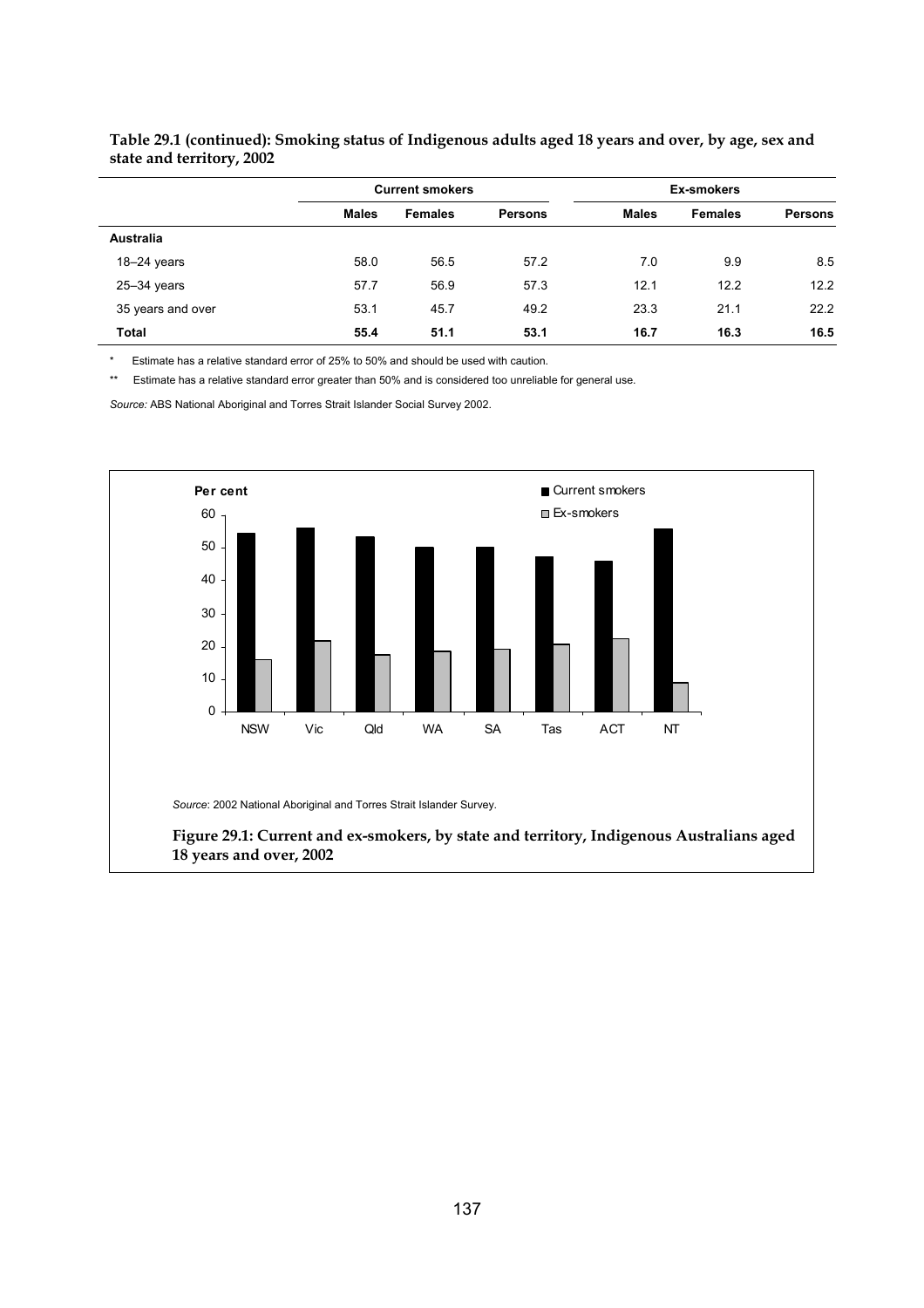**Table 29.1 (continued): Smoking status of Indigenous adults aged 18 years and over, by age, sex and state and territory, 2002**

| | Current smokers | | | Ex-smokers | | |
|---|---|---|---|---|---|---|
| | Males | Females | Persons | Males | Females | Persons |
| **Australia** | | | | | | |
| 18–24 years | 58.0 | 56.5 | 57.2 | 7.0 | 9.9 | 8.5 |
| 25–34 years | 57.7 | 56.9 | 57.3 | 12.1 | 12.2 | 12.2 |
| 35 years and over | 53.1 | 45.7 | 49.2 | 23.3 | 21.1 | 22.2 |
| **Total** | **55.4** | **51.1** | **53.1** | **16.7** | **16.3** | **16.5** |

\* Estimate has a relative standard error of 25% to 50% and should be used with caution.

\** Estimate has a relative standard error greater than 50% and is considered too unreliable for general use.

*Source:* ABS National Aboriginal and Torres Strait Islander Social Survey 2002.

*Source*: 2002 National Aboriginal and Torres Strait Islander Survey.

**Figure 29.1: Current and ex-smokers, by state and territory, Indigenous Australians aged 18 years and over, 2002**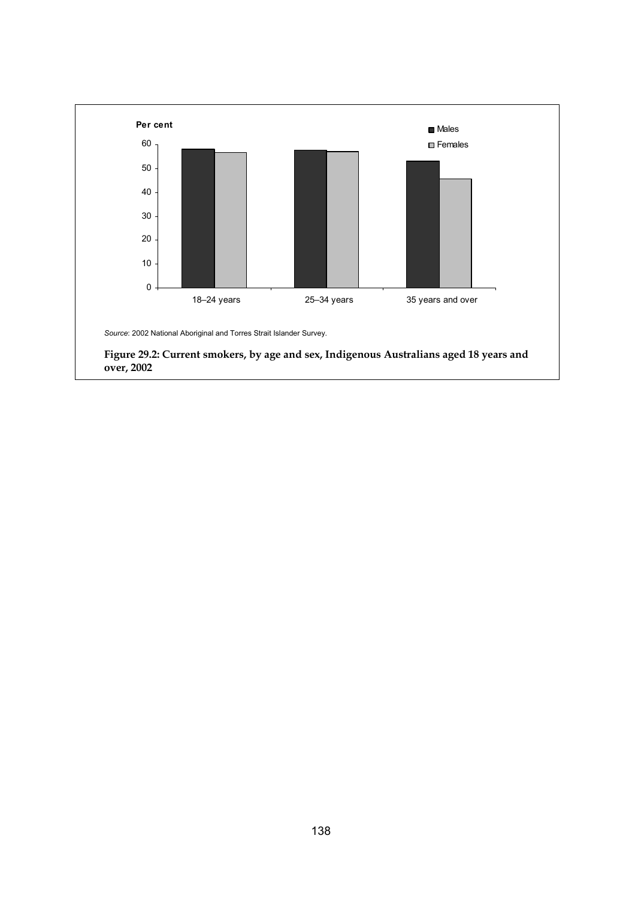*Source*: 2002 National Aboriginal and Torres Strait Islander Survey.

**Figure 29.2: Current smokers, by age and sex, Indigenous Australians aged 18 years and over, 2002**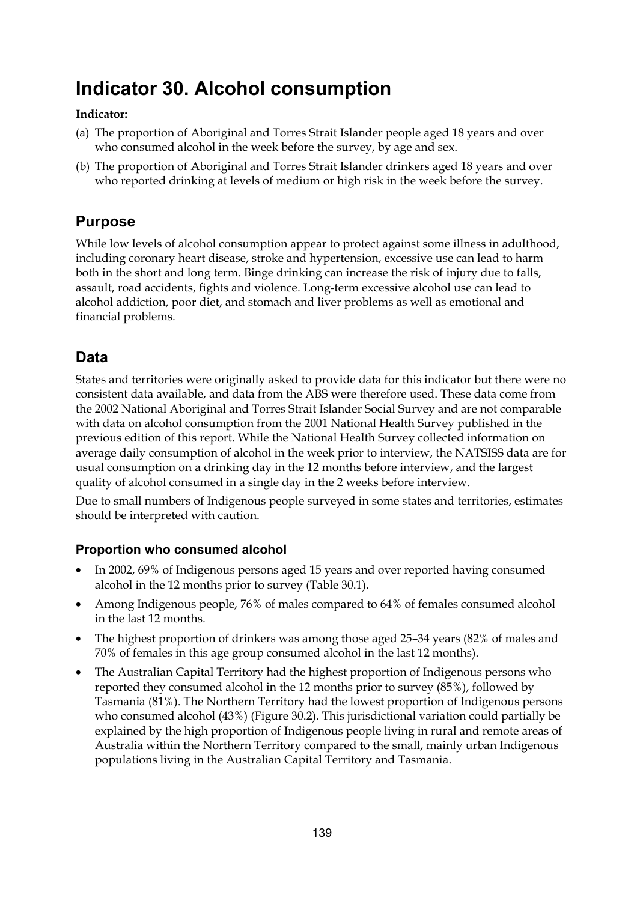# Indicator 30. Alcohol consumption

**Indicator:**

(a) The proportion of Aboriginal and Torres Strait Islander people aged 18 years and over who consumed alcohol in the week before the survey, by age and sex.

(b) The proportion of Aboriginal and Torres Strait Islander drinkers aged 18 years and over who reported drinking at levels of medium or high risk in the week before the survey.

## Purpose

While low levels of alcohol consumption appear to protect against some illness in adulthood, including coronary heart disease, stroke and hypertension, excessive use can lead to harm both in the short and long term. Binge drinking can increase the risk of injury due to falls, assault, road accidents, fights and violence. Long-term excessive alcohol use can lead to alcohol addiction, poor diet, and stomach and liver problems as well as emotional and financial problems.

## Data

States and territories were originally asked to provide data for this indicator but there were no consistent data available, and data from the ABS were therefore used. These data come from the 2002 National Aboriginal and Torres Strait Islander Social Survey and are not comparable with data on alcohol consumption from the 2001 National Health Survey published in the previous edition of this report. While the National Health Survey collected information on average daily consumption of alcohol in the week prior to interview, the NATSISS data are for usual consumption on a drinking day in the 12 months before interview, and the largest quality of alcohol consumed in a single day in the 2 weeks before interview.

Due to small numbers of Indigenous people surveyed in some states and territories, estimates should be interpreted with caution.

### Proportion who consumed alcohol

- In 2002, 69% of Indigenous persons aged 15 years and over reported having consumed alcohol in the 12 months prior to survey (Table 30.1).
- Among Indigenous people, 76% of males compared to 64% of females consumed alcohol in the last 12 months.
- The highest proportion of drinkers was among those aged 25–34 years (82% of males and 70% of females in this age group consumed alcohol in the last 12 months).
- The Australian Capital Territory had the highest proportion of Indigenous persons who reported they consumed alcohol in the 12 months prior to survey (85%), followed by Tasmania (81%). The Northern Territory had the lowest proportion of Indigenous persons who consumed alcohol (43%) (Figure 30.2). This jurisdictional variation could partially be explained by the high proportion of Indigenous people living in rural and remote areas of Australia within the Northern Territory compared to the small, mainly urban Indigenous populations living in the Australian Capital Territory and Tasmania.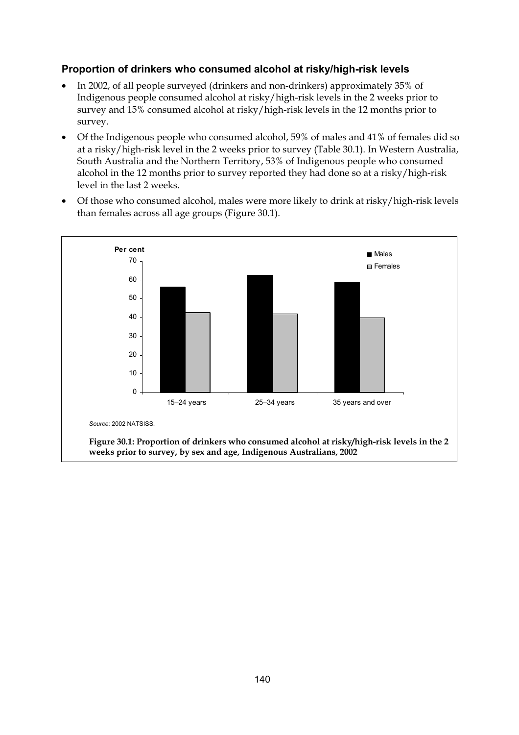### Proportion of drinkers who consumed alcohol at risky/high-risk levels

- In 2002, of all people surveyed (drinkers and non-drinkers) approximately 35% of Indigenous people consumed alcohol at risky/high-risk levels in the 2 weeks prior to survey and 15% consumed alcohol at risky/high-risk levels in the 12 months prior to survey.
- Of the Indigenous people who consumed alcohol, 59% of males and 41% of females did so at a risky/high-risk level in the 2 weeks prior to survey (Table 30.1). In Western Australia, South Australia and the Northern Territory, 53% of Indigenous people who consumed alcohol in the 12 months prior to survey reported they had done so at a risky/high-risk level in the last 2 weeks.
- Of those who consumed alcohol, males were more likely to drink at risky/high-risk levels than females across all age groups (Figure 30.1).

*Source*: 2002 NATSISS.

**Figure 30.1: Proportion of drinkers who consumed alcohol at risky/high-risk levels in the 2 weeks prior to survey, by sex and age, Indigenous Australians, 2002**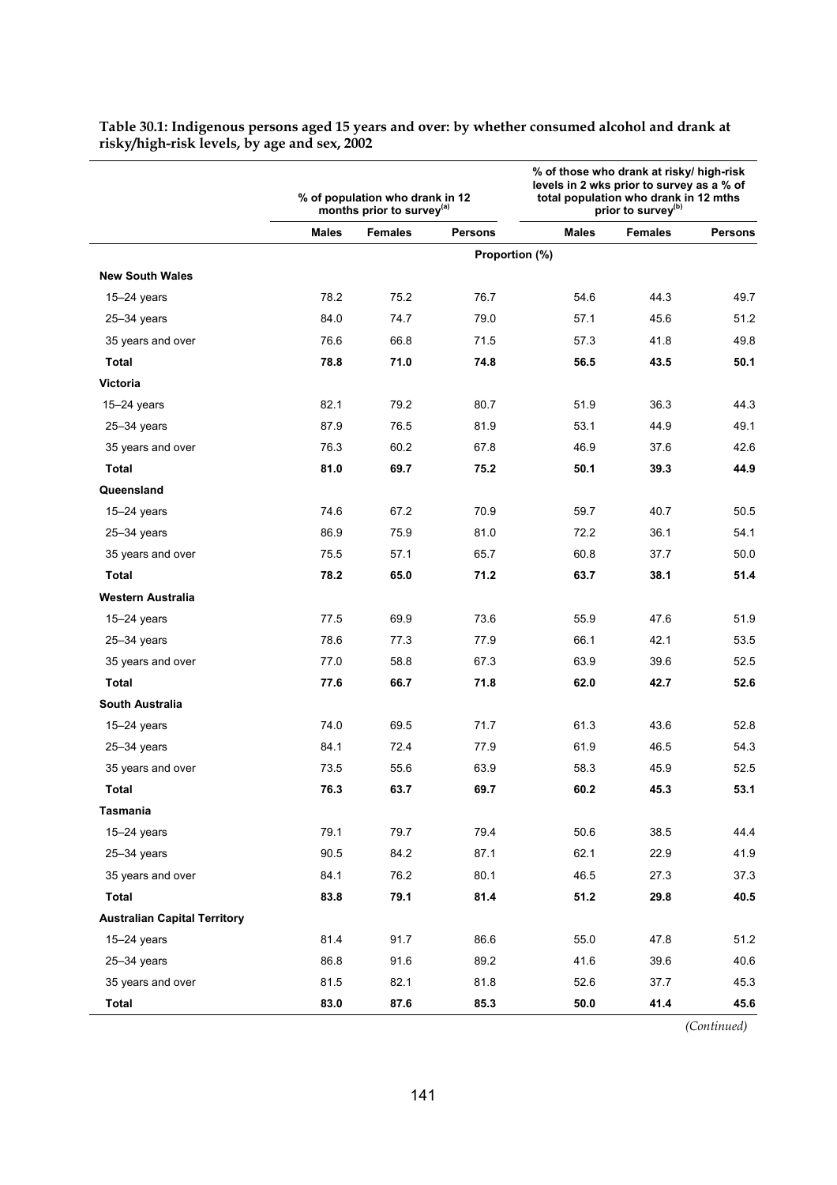**Table 30.1: Indigenous persons aged 15 years and over: by whether consumed alcohol and drank at risky/high-risk levels, by age and sex, 2002**

| | % of population who drank in 12 months prior to survey[a] | | | % of those who drank at risky/ high-risk levels in 2 wks prior to survey as a % of total population who drank in 12 mths prior to survey[b] | | |
|---|---|---|---|---|---|---|
| | **Males** | **Females** | **Persons** | **Males** | **Females** | **Persons** |
| | Proportion (%) | | | | | |
| **New South Wales** | | | | | | |
| 15–24 years | 78.2 | 75.2 | 76.7 | 54.6 | 44.3 | 49.7 |
| 25–34 years | 84.0 | 74.7 | 79.0 | 57.1 | 45.6 | 51.2 |
| 35 years and over | 76.6 | 66.8 | 71.5 | 57.3 | 41.8 | 49.8 |
| **Total** | **78.8** | **71.0** | **74.8** | **56.5** | **43.5** | **50.1** |
| **Victoria** | | | | | | |
| 15–24 years | 82.1 | 79.2 | 80.7 | 51.9 | 36.3 | 44.3 |
| 25–34 years | 87.9 | 76.5 | 81.9 | 53.1 | 44.9 | 49.1 |
| 35 years and over | 76.3 | 60.2 | 67.8 | 46.9 | 37.6 | 42.6 |
| **Total** | **81.0** | **69.7** | **75.2** | **50.1** | **39.3** | **44.9** |
| **Queensland** | | | | | | |
| 15–24 years | 74.6 | 67.2 | 70.9 | 59.7 | 40.7 | 50.5 |
| 25–34 years | 86.9 | 75.9 | 81.0 | 72.2 | 36.1 | 54.1 |
| 35 years and over | 75.5 | 57.1 | 65.7 | 60.8 | 37.7 | 50.0 |
| **Total** | **78.2** | **65.0** | **71.2** | **63.7** | **38.1** | **51.4** |
| **Western Australia** | | | | | | |
| 15–24 years | 77.5 | 69.9 | 73.6 | 55.9 | 47.6 | 51.9 |
| 25–34 years | 78.6 | 77.3 | 77.9 | 66.1 | 42.1 | 53.5 |
| 35 years and over | 77.0 | 58.8 | 67.3 | 63.9 | 39.6 | 52.5 |
| **Total** | **77.6** | **66.7** | **71.8** | **62.0** | **42.7** | **52.6** |
| **South Australia** | | | | | | |
| 15–24 years | 74.0 | 69.5 | 71.7 | 61.3 | 43.6 | 52.8 |
| 25–34 years | 84.1 | 72.4 | 77.9 | 61.9 | 46.5 | 54.3 |
| 35 years and over | 73.5 | 55.6 | 63.9 | 58.3 | 45.9 | 52.5 |
| **Total** | **76.3** | **63.7** | **69.7** | **60.2** | **45.3** | **53.1** |
| **Tasmania** | | | | | | |
| 15–24 years | 79.1 | 79.7 | 79.4 | 50.6 | 38.5 | 44.4 |
| 25–34 years | 90.5 | 84.2 | 87.1 | 62.1 | 22.9 | 41.9 |
| 35 years and over | 84.1 | 76.2 | 80.1 | 46.5 | 27.3 | 37.3 |
| **Total** | **83.8** | **79.1** | **81.4** | **51.2** | **29.8** | **40.5** |
| **Australian Capital Territory** | | | | | | |
| 15–24 years | 81.4 | 91.7 | 86.6 | 55.0 | 47.8 | 51.2 |
| 25–34 years | 86.8 | 91.6 | 89.2 | 41.6 | 39.6 | 40.6 |
| 35 years and over | 81.5 | 82.1 | 81.8 | 52.6 | 37.7 | 45.3 |
| **Total** | **83.0** | **87.6** | **85.3** | **50.0** | **41.4** | **45.6** |

*(Continued)*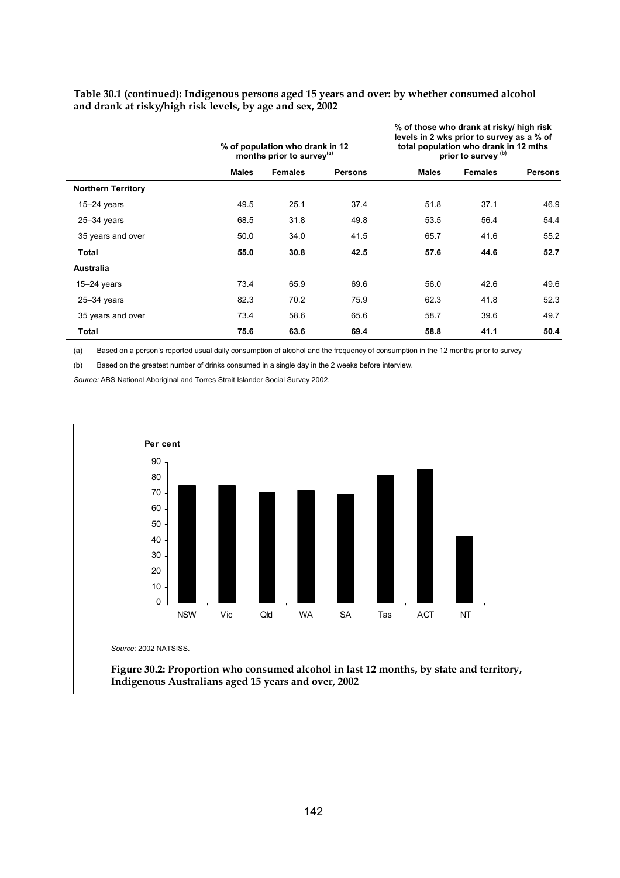**Table 30.1 (continued): Indigenous persons aged 15 years and over: by whether consumed alcohol and drank at risky/high risk levels, by age and sex, 2002**

| | % of population who drank in 12 months prior to survey[(a)] | | | % of those who drank at risky/ high risk levels in 2 wks prior to survey as a % of total population who drank in 12 mths prior to survey [(b)] | | |
|---|---|---|---|---|---|---|
| | **Males** | **Females** | **Persons** | **Males** | **Females** | **Persons** |
| **Northern Territory** | | | | | | |
| 15–24 years | 49.5 | 25.1 | 37.4 | 51.8 | 37.1 | 46.9 |
| 25–34 years | 68.5 | 31.8 | 49.8 | 53.5 | 56.4 | 54.4 |
| 35 years and over | 50.0 | 34.0 | 41.5 | 65.7 | 41.6 | 55.2 |
| **Total** | **55.0** | **30.8** | **42.5** | **57.6** | **44.6** | **52.7** |
| **Australia** | | | | | | |
| 15–24 years | 73.4 | 65.9 | 69.6 | 56.0 | 42.6 | 49.6 |
| 25–34 years | 82.3 | 70.2 | 75.9 | 62.3 | 41.8 | 52.3 |
| 35 years and over | 73.4 | 58.6 | 65.6 | 58.7 | 39.6 | 49.7 |
| **Total** | **75.6** | **63.6** | **69.4** | **58.8** | **41.1** | **50.4** |

(a) Based on a person's reported usual daily consumption of alcohol and the frequency of consumption in the 12 months prior to survey

(b) Based on the greatest number of drinks consumed in a single day in the 2 weeks before interview.

*Source:* ABS National Aboriginal and Torres Strait Islander Social Survey 2002.

*Source*: 2002 NATSISS.

**Figure 30.2: Proportion who consumed alcohol in last 12 months, by state and territory, Indigenous Australians aged 15 years and over, 2002**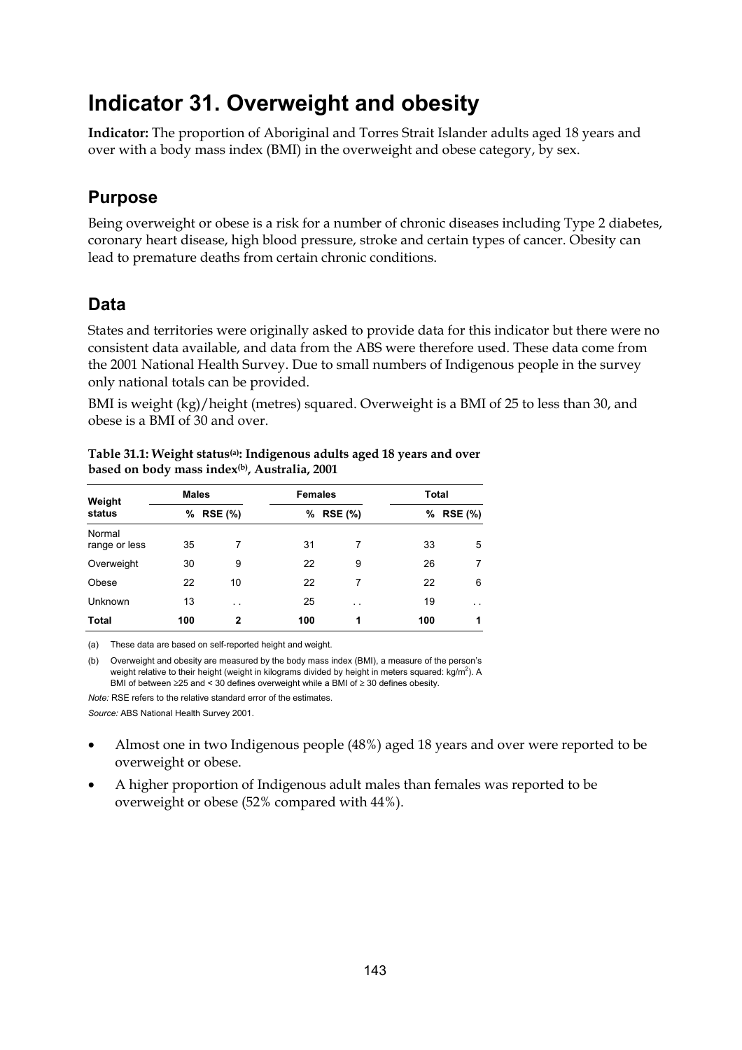# Indicator 31. Overweight and obesity

**Indicator:** The proportion of Aboriginal and Torres Strait Islander adults aged 18 years and over with a body mass index (BMI) in the overweight and obese category, by sex.

## Purpose

Being overweight or obese is a risk for a number of chronic diseases including Type 2 diabetes, coronary heart disease, high blood pressure, stroke and certain types of cancer. Obesity can lead to premature deaths from certain chronic conditions.

## Data

States and territories were originally asked to provide data for this indicator but there were no consistent data available, and data from the ABS were therefore used. These data come from the 2001 National Health Survey. Due to small numbers of Indigenous people in the survey only national totals can be provided.

BMI is weight (kg)/height (metres) squared. Overweight is a BMI of 25 to less than 30, and obese is a BMI of 30 and over.

**Table 31.1: Weight status[(a)]: Indigenous adults aged 18 years and over based on body mass index[(b)], Australia, 2001**

| Weight status | Males | | Females | | Total | |
|---|---|---|---|---|---|---|
| | % | RSE (%) | % | RSE (%) | % | RSE (%) |
| Normal range or less | 35 | 7 | 31 | 7 | 33 | 5 |
| Overweight | 30 | 9 | 22 | 9 | 26 | 7 |
| Obese | 22 | 10 | 22 | 7 | 22 | 6 |
| Unknown | 13 | . . | 25 | . . | 19 | . . |
| **Total** | **100** | **2** | **100** | **1** | **100** | **1** |

(a) These data are based on self-reported height and weight.

(b) Overweight and obesity are measured by the body mass index (BMI), a measure of the person's weight relative to their height (weight in kilograms divided by height in meters squared: $kg/m^2$). A BMI of between ≥25 and < 30 defines overweight while a BMI of ≥ 30 defines obesity.

*Note:* RSE refers to the relative standard error of the estimates.

*Source:* ABS National Health Survey 2001.

- Almost one in two Indigenous people (48%) aged 18 years and over were reported to be overweight or obese.
- A higher proportion of Indigenous adult males than females was reported to be overweight or obese (52% compared with 44%).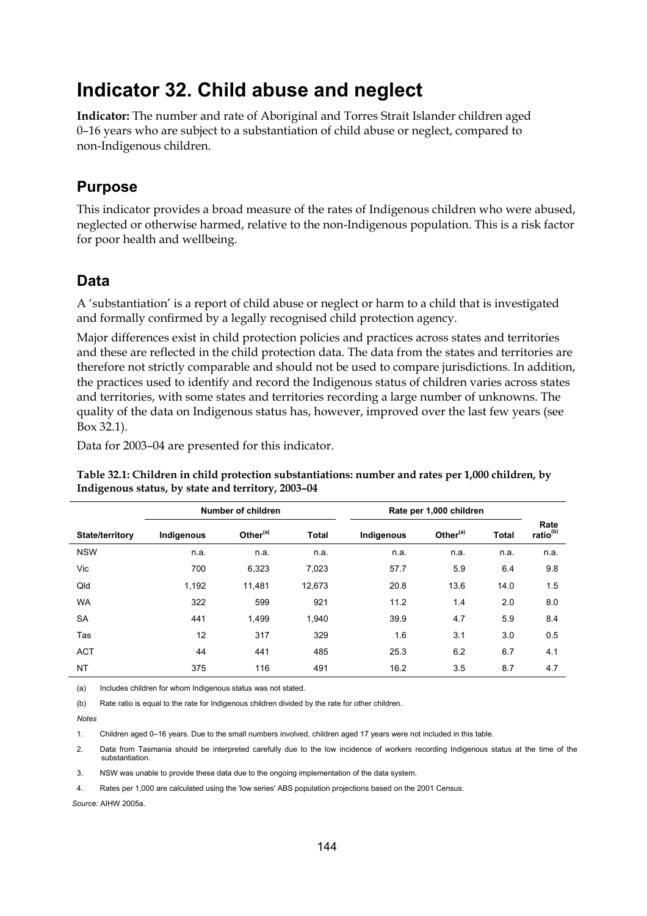# Indicator 32. Child abuse and neglect

**Indicator:** The number and rate of Aboriginal and Torres Strait Islander children aged 0–16 years who are subject to a substantiation of child abuse or neglect, compared to non-Indigenous children.

## Purpose

This indicator provides a broad measure of the rates of Indigenous children who were abused, neglected or otherwise harmed, relative to the non-Indigenous population. This is a risk factor for poor health and wellbeing.

## Data

A 'substantiation' is a report of child abuse or neglect or harm to a child that is investigated and formally confirmed by a legally recognised child protection agency.

Major differences exist in child protection policies and practices across states and territories and these are reflected in the child protection data. The data from the states and territories are therefore not strictly comparable and should not be used to compare jurisdictions. In addition, the practices used to identify and record the Indigenous status of children varies across states and territories, with some states and territories recording a large number of unknowns. The quality of the data on Indigenous status has, however, improved over the last few years (see Box 32.1).

Data for 2003–04 are presented for this indicator.

**Table 32.1: Children in child protection substantiations: number and rates per 1,000 children, by Indigenous status, by state and territory, 2003–04**

| | Number of children | | | Rate per 1,000 children | | | |
|---|---|---|---|---|---|---|---|
| **State/territory** | **Indigenous** | **Other[(a)]** | **Total** | **Indigenous** | **Other[(a)]** | **Total** | **Rate ratio[(b)]** |
| NSW | n.a. | n.a. | n.a. | n.a. | n.a. | n.a. | n.a. |
| Vic | 700 | 6,323 | 7,023 | 57.7 | 5.9 | 6.4 | 9.8 |
| Qld | 1,192 | 11,481 | 12,673 | 20.8 | 13.6 | 14.0 | 1.5 |
| WA | 322 | 599 | 921 | 11.2 | 1.4 | 2.0 | 8.0 |
| SA | 441 | 1,499 | 1,940 | 39.9 | 4.7 | 5.9 | 8.4 |
| Tas | 12 | 317 | 329 | 1.6 | 3.1 | 3.0 | 0.5 |
| ACT | 44 | 441 | 485 | 25.3 | 6.2 | 6.7 | 4.1 |
| NT | 375 | 116 | 491 | 16.2 | 3.5 | 8.7 | 4.7 |

(a) Includes children for whom Indigenous status was not stated.

(b) Rate ratio is equal to the rate for Indigenous children divided by the rate for other children.

*Notes*

1. Children aged 0–16 years. Due to the small numbers involved, children aged 17 years were not included in this table.
2. Data from Tasmania should be interpreted carefully due to the low incidence of workers recording Indigenous status at the time of the substantiation.
3. NSW was unable to provide these data due to the ongoing implementation of the data system.
4. Rates per 1,000 are calculated using the 'low series' ABS population projections based on the 2001 Census.

*Source:* AIHW 2005a.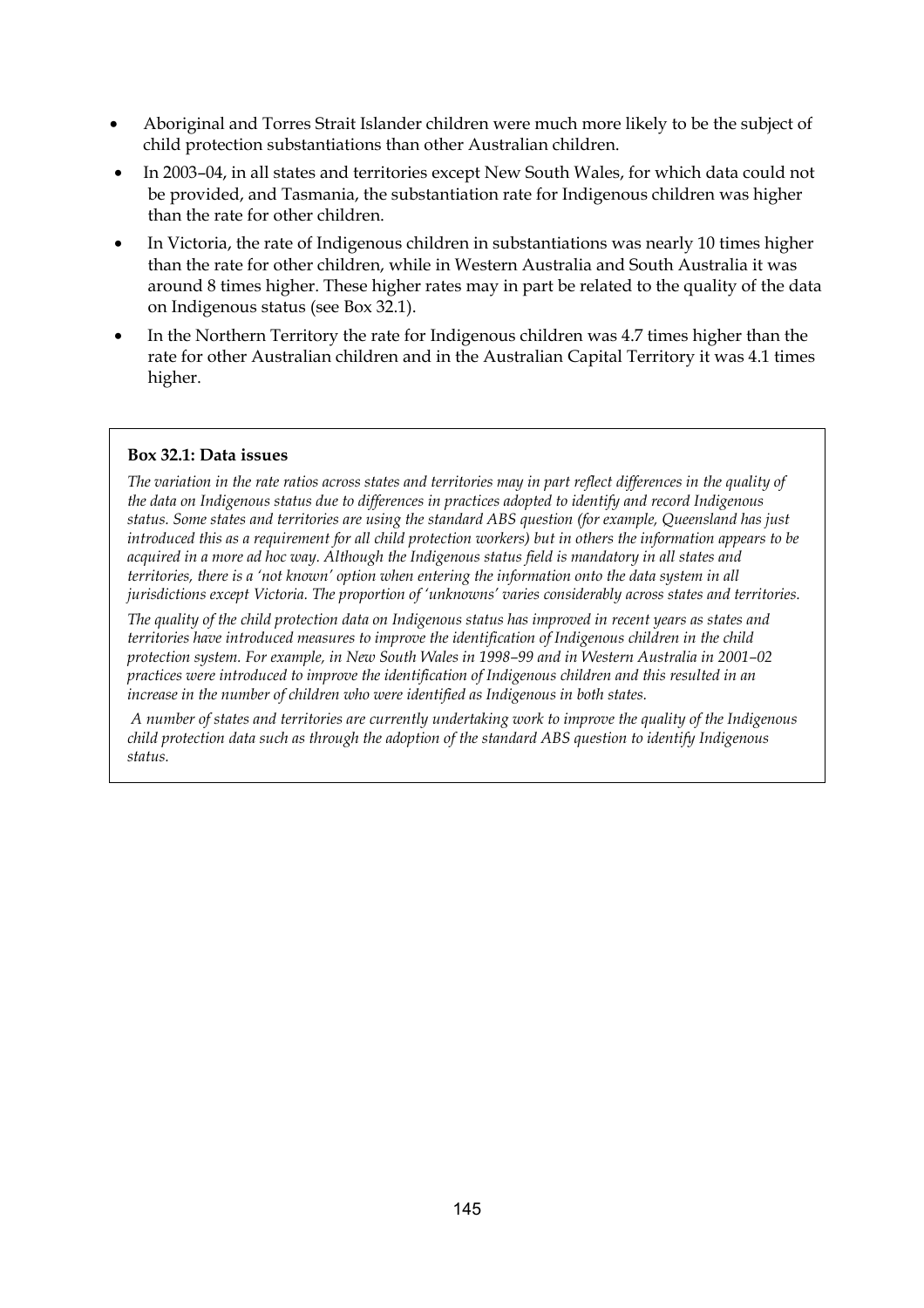- Aboriginal and Torres Strait Islander children were much more likely to be the subject of child protection substantiations than other Australian children.
- In 2003–04, in all states and territories except New South Wales, for which data could not be provided, and Tasmania, the substantiation rate for Indigenous children was higher than the rate for other children.
- In Victoria, the rate of Indigenous children in substantiations was nearly 10 times higher than the rate for other children, while in Western Australia and South Australia it was around 8 times higher. These higher rates may in part be related to the quality of the data on Indigenous status (see Box 32.1).
- In the Northern Territory the rate for Indigenous children was 4.7 times higher than the rate for other Australian children and in the Australian Capital Territory it was 4.1 times higher.

**Box 32.1: Data issues**

*The variation in the rate ratios across states and territories may in part reflect differences in the quality of the data on Indigenous status due to differences in practices adopted to identify and record Indigenous status. Some states and territories are using the standard ABS question (for example, Queensland has just introduced this as a requirement for all child protection workers) but in others the information appears to be acquired in a more ad hoc way. Although the Indigenous status field is mandatory in all states and territories, there is a 'not known' option when entering the information onto the data system in all jurisdictions except Victoria. The proportion of 'unknowns' varies considerably across states and territories.*

*The quality of the child protection data on Indigenous status has improved in recent years as states and territories have introduced measures to improve the identification of Indigenous children in the child protection system. For example, in New South Wales in 1998–99 and in Western Australia in 2001–02 practices were introduced to improve the identification of Indigenous children and this resulted in an increase in the number of children who were identified as Indigenous in both states.*

*A number of states and territories are currently undertaking work to improve the quality of the Indigenous child protection data such as through the adoption of the standard ABS question to identify Indigenous status.*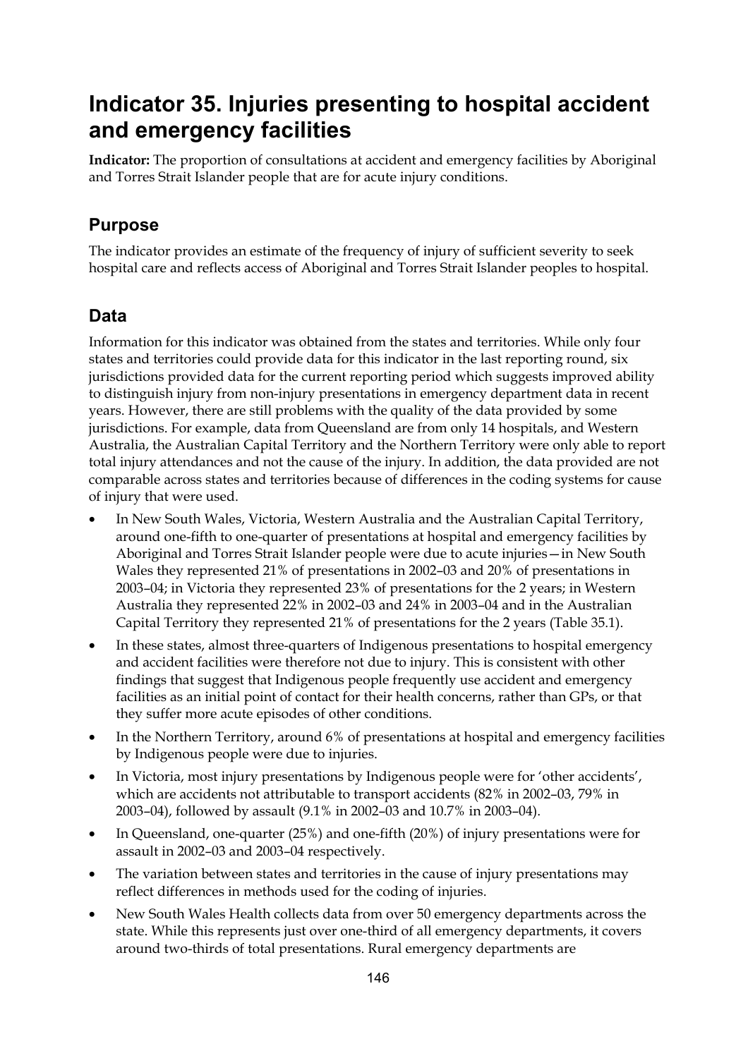# Indicator 35. Injuries presenting to hospital accident and emergency facilities

**Indicator:** The proportion of consultations at accident and emergency facilities by Aboriginal and Torres Strait Islander people that are for acute injury conditions.

## Purpose

The indicator provides an estimate of the frequency of injury of sufficient severity to seek hospital care and reflects access of Aboriginal and Torres Strait Islander peoples to hospital.

## Data

Information for this indicator was obtained from the states and territories. While only four states and territories could provide data for this indicator in the last reporting round, six jurisdictions provided data for the current reporting period which suggests improved ability to distinguish injury from non-injury presentations in emergency department data in recent years. However, there are still problems with the quality of the data provided by some jurisdictions. For example, data from Queensland are from only 14 hospitals, and Western Australia, the Australian Capital Territory and the Northern Territory were only able to report total injury attendances and not the cause of the injury. In addition, the data provided are not comparable across states and territories because of differences in the coding systems for cause of injury that were used.

- In New South Wales, Victoria, Western Australia and the Australian Capital Territory, around one-fifth to one-quarter of presentations at hospital and emergency facilities by Aboriginal and Torres Strait Islander people were due to acute injuries—in New South Wales they represented 21% of presentations in 2002–03 and 20% of presentations in 2003–04; in Victoria they represented 23% of presentations for the 2 years; in Western Australia they represented 22% in 2002–03 and 24% in 2003–04 and in the Australian Capital Territory they represented 21% of presentations for the 2 years (Table 35.1).
- In these states, almost three-quarters of Indigenous presentations to hospital emergency and accident facilities were therefore not due to injury. This is consistent with other findings that suggest that Indigenous people frequently use accident and emergency facilities as an initial point of contact for their health concerns, rather than GPs, or that they suffer more acute episodes of other conditions.
- In the Northern Territory, around 6% of presentations at hospital and emergency facilities by Indigenous people were due to injuries.
- In Victoria, most injury presentations by Indigenous people were for 'other accidents', which are accidents not attributable to transport accidents (82% in 2002–03, 79% in 2003–04), followed by assault (9.1% in 2002–03 and 10.7% in 2003–04).
- In Queensland, one-quarter (25%) and one-fifth (20%) of injury presentations were for assault in 2002–03 and 2003–04 respectively.
- The variation between states and territories in the cause of injury presentations may reflect differences in methods used for the coding of injuries.
- New South Wales Health collects data from over 50 emergency departments across the state. While this represents just over one-third of all emergency departments, it covers around two-thirds of total presentations. Rural emergency departments are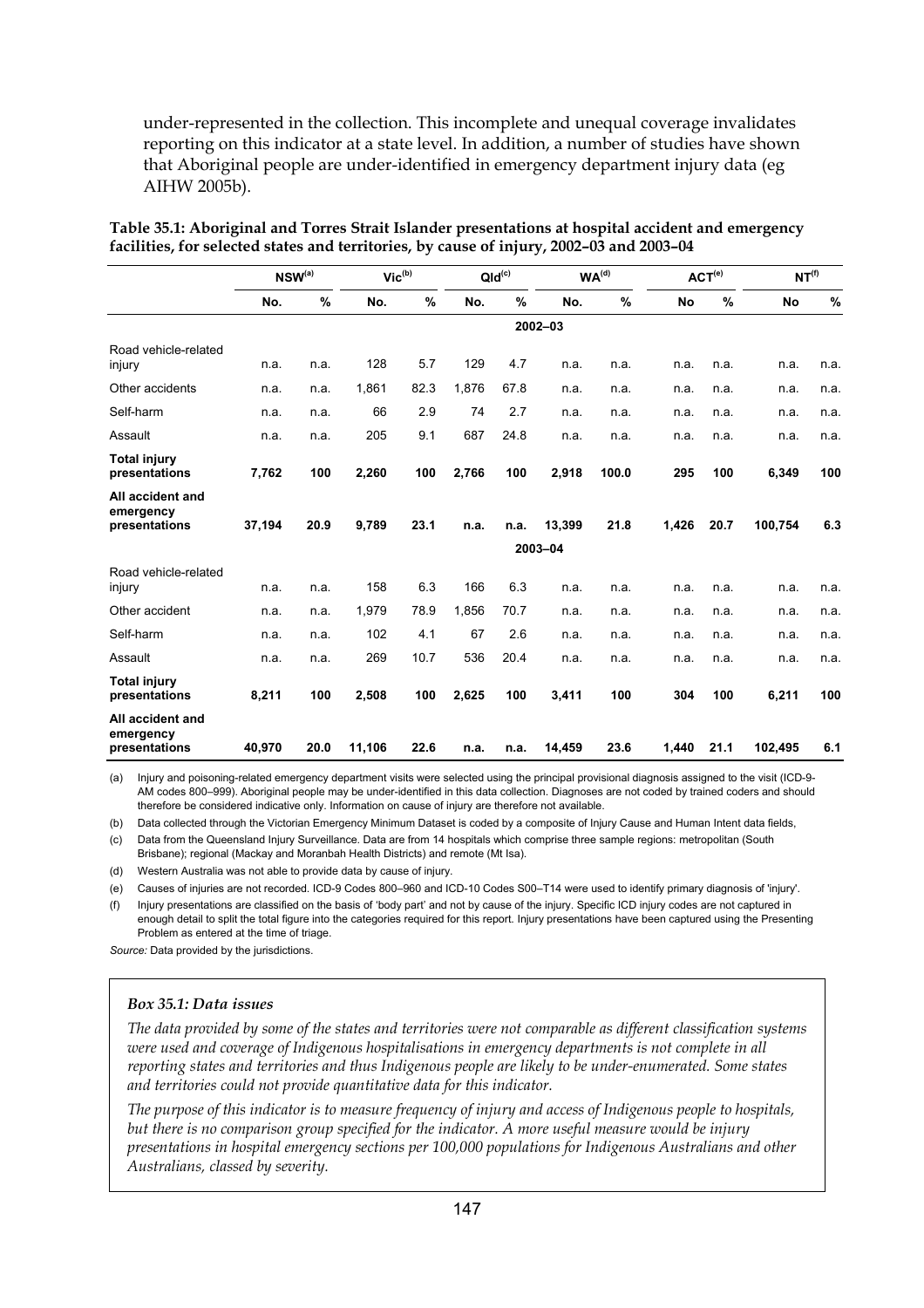under-represented in the collection. This incomplete and unequal coverage invalidates reporting on this indicator at a state level. In addition, a number of studies have shown that Aboriginal people are under-identified in emergency department injury data (eg AIHW 2005b).

**Table 35.1: Aboriginal and Torres Strait Islander presentations at hospital accident and emergency facilities, for selected states and territories, by cause of injury, 2002–03 and 2003–04**

| | NSW[(a)] | | Vic[(b)] | | Qld[(c)] | | WA[(d)] | | ACT[(e)] | | NT[(f)] | |
|---|---|---|---|---|---|---|---|---|---|---|---|---|
| | No. | % | No. | % | No. | % | No. | % | No | % | No | % |
| | | | | | | | **2002–03** | | | | | |
| Road vehicle-related injury | n.a. | n.a. | 128 | 5.7 | 129 | 4.7 | n.a. | n.a. | n.a. | n.a. | n.a. | n.a. |
| Other accidents | n.a. | n.a. | 1,861 | 82.3 | 1,876 | 67.8 | n.a. | n.a. | n.a. | n.a. | n.a. | n.a. |
| Self-harm | n.a. | n.a. | 66 | 2.9 | 74 | 2.7 | n.a. | n.a. | n.a. | n.a. | n.a. | n.a. |
| Assault | n.a. | n.a. | 205 | 9.1 | 687 | 24.8 | n.a. | n.a. | n.a. | n.a. | n.a. | n.a. |
| **Total injury presentations** | **7,762** | **100** | **2,260** | **100** | **2,766** | **100** | **2,918** | **100.0** | **295** | **100** | **6,349** | **100** |
| **All accident and emergency presentations** | **37,194** | **20.9** | **9,789** | **23.1** | **n.a.** | **n.a.** | **13,399** | **21.8** | **1,426** | **20.7** | **100,754** | **6.3** |
| | | | | | | | **2003–04** | | | | | |
| Road vehicle-related injury | n.a. | n.a. | 158 | 6.3 | 166 | 6.3 | n.a. | n.a. | n.a. | n.a. | n.a. | n.a. |
| Other accident | n.a. | n.a. | 1,979 | 78.9 | 1,856 | 70.7 | n.a. | n.a. | n.a. | n.a. | n.a. | n.a. |
| Self-harm | n.a. | n.a. | 102 | 4.1 | 67 | 2.6 | n.a. | n.a. | n.a. | n.a. | n.a. | n.a. |
| Assault | n.a. | n.a. | 269 | 10.7 | 536 | 20.4 | n.a. | n.a. | n.a. | n.a. | n.a. | n.a. |
| **Total injury presentations** | **8,211** | **100** | **2,508** | **100** | **2,625** | **100** | **3,411** | **100** | **304** | **100** | **6,211** | **100** |
| **All accident and emergency presentations** | **40,970** | **20.0** | **11,106** | **22.6** | **n.a.** | **n.a.** | **14,459** | **23.6** | **1,440** | **21.1** | **102,495** | **6.1** |

(a) Injury and poisoning-related emergency department visits were selected using the principal provisional diagnosis assigned to the visit (ICD-9-AM codes 800–999). Aboriginal people may be under-identified in this data collection. Diagnoses are not coded by trained coders and should therefore be considered indicative only. Information on cause of injury are therefore not available.

(b) Data collected through the Victorian Emergency Minimum Dataset is coded by a composite of Injury Cause and Human Intent data fields,

(c) Data from the Queensland Injury Surveillance. Data are from 14 hospitals which comprise three sample regions: metropolitan (South Brisbane); regional (Mackay and Moranbah Health Districts) and remote (Mt Isa).

(d) Western Australia was not able to provide data by cause of injury.

(e) Causes of injuries are not recorded. ICD-9 Codes 800–960 and ICD-10 Codes S00–T14 were used to identify primary diagnosis of 'injury'.

(f) Injury presentations are classified on the basis of 'body part' and not by cause of the injury. Specific ICD injury codes are not captured in enough detail to split the total figure into the categories required for this report. Injury presentations have been captured using the Presenting Problem as entered at the time of triage.

*Source:* Data provided by the jurisdictions.

***Box 35.1: Data issues***

*The data provided by some of the states and territories were not comparable as different classification systems were used and coverage of Indigenous hospitalisations in emergency departments is not complete in all reporting states and territories and thus Indigenous people are likely to be under-enumerated. Some states and territories could not provide quantitative data for this indicator.*

*The purpose of this indicator is to measure frequency of injury and access of Indigenous people to hospitals, but there is no comparison group specified for the indicator. A more useful measure would be injury presentations in hospital emergency sections per 100,000 populations for Indigenous Australians and other Australians, classed by severity.*